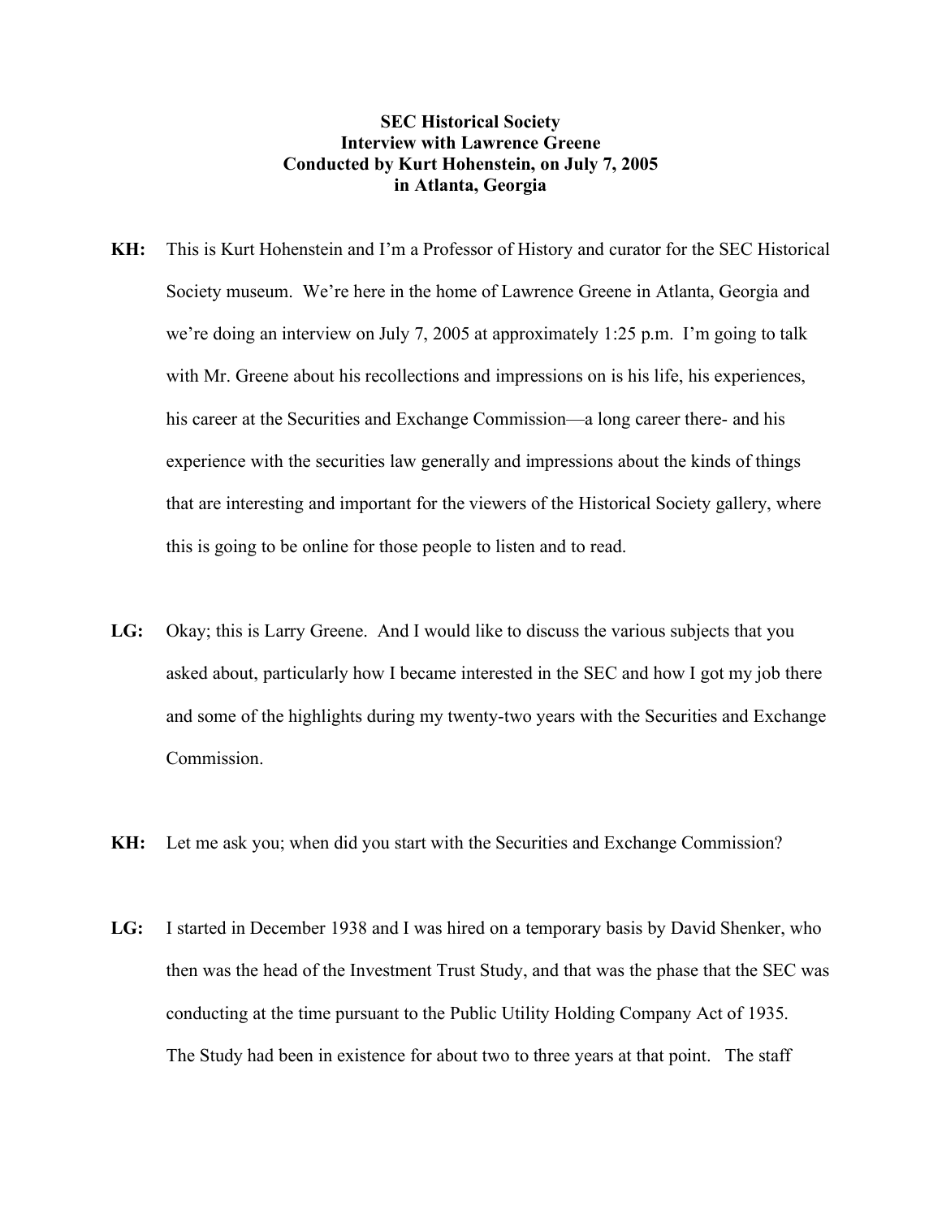**SEC Historical Society**
**Interview with Lawrence Greene**
**Conducted by Kurt Hohenstein, on July 7, 2005**
**in Atlanta, Georgia**

**KH:** This is Kurt Hohenstein and I'm a Professor of History and curator for the SEC Historical Society museum. We're here in the home of Lawrence Greene in Atlanta, Georgia and we're doing an interview on July 7, 2005 at approximately 1:25 p.m. I'm going to talk with Mr. Greene about his recollections and impressions on is his life, his experiences, his career at the Securities and Exchange Commission—a long career there- and his experience with the securities law generally and impressions about the kinds of things that are interesting and important for the viewers of the Historical Society gallery, where this is going to be online for those people to listen and to read.

**LG:** Okay; this is Larry Greene. And I would like to discuss the various subjects that you asked about, particularly how I became interested in the SEC and how I got my job there and some of the highlights during my twenty-two years with the Securities and Exchange Commission.

**KH:** Let me ask you; when did you start with the Securities and Exchange Commission?

**LG:** I started in December 1938 and I was hired on a temporary basis by David Shenker, who then was the head of the Investment Trust Study, and that was the phase that the SEC was conducting at the time pursuant to the Public Utility Holding Company Act of 1935. The Study had been in existence for about two to three years at that point. The staff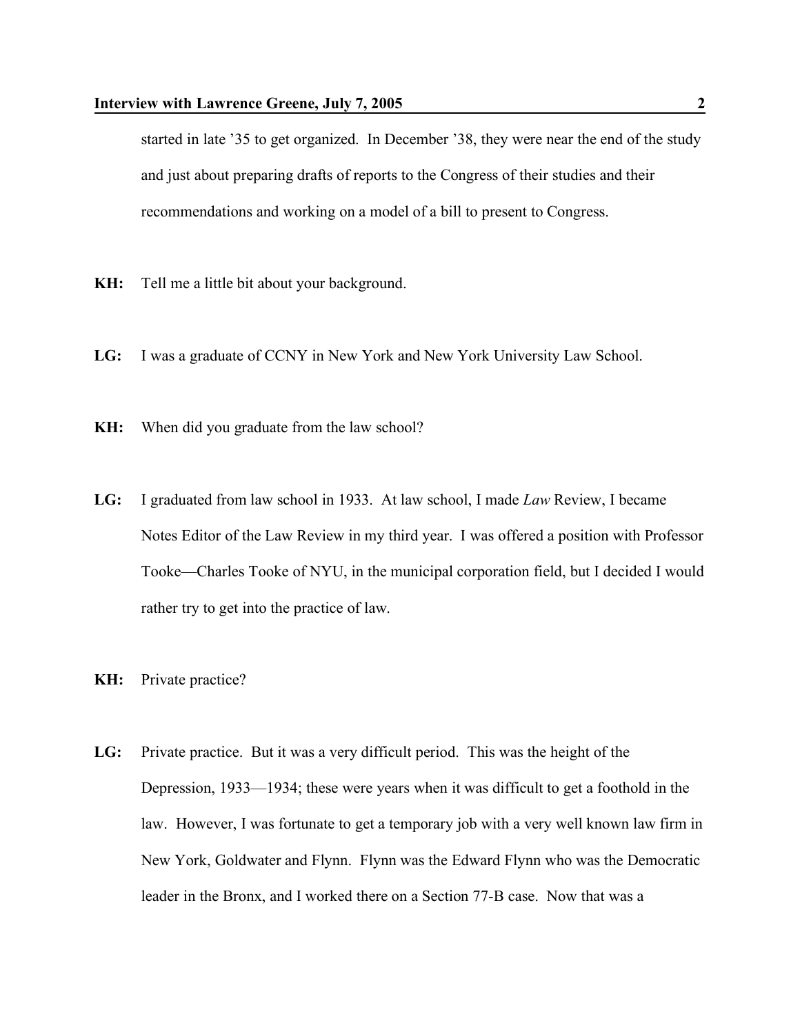started in late ’35 to get organized. In December ’38, they were near the end of the study and just about preparing drafts of reports to the Congress of their studies and their recommendations and working on a model of a bill to present to Congress.

**KH:** Tell me a little bit about your background.

**LG:** I was a graduate of CCNY in New York and New York University Law School.

**KH:** When did you graduate from the law school?

**LG:** I graduated from law school in 1933. At law school, I made *Law* Review, I became Notes Editor of the Law Review in my third year. I was offered a position with Professor Tooke—Charles Tooke of NYU, in the municipal corporation field, but I decided I would rather try to get into the practice of law.

**KH:** Private practice?

**LG:** Private practice. But it was a very difficult period. This was the height of the Depression, 1933—1934; these were years when it was difficult to get a foothold in the law. However, I was fortunate to get a temporary job with a very well known law firm in New York, Goldwater and Flynn. Flynn was the Edward Flynn who was the Democratic leader in the Bronx, and I worked there on a Section 77-B case. Now that was a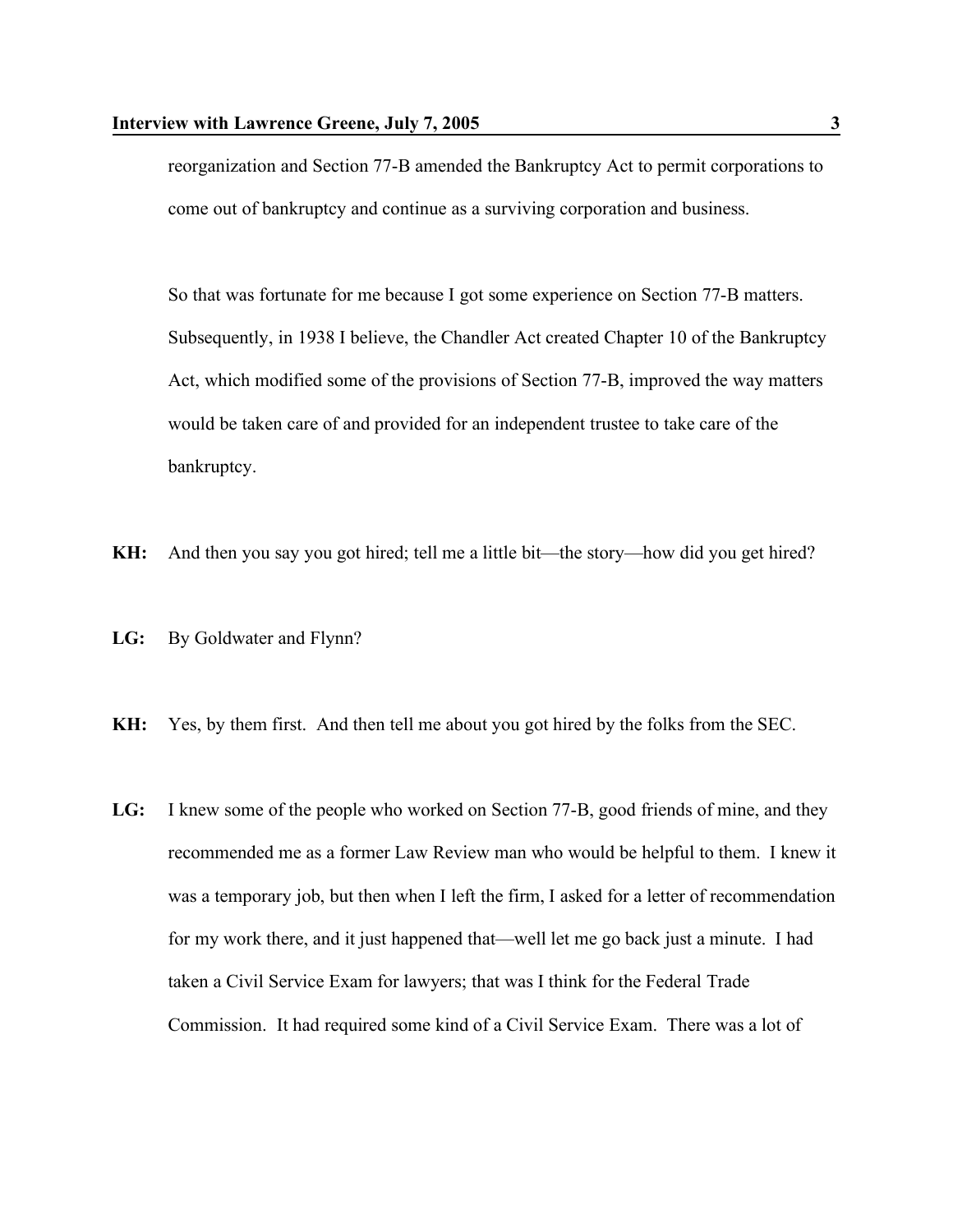reorganization and Section 77-B amended the Bankruptcy Act to permit corporations to come out of bankruptcy and continue as a surviving corporation and business.

So that was fortunate for me because I got some experience on Section 77-B matters. Subsequently, in 1938 I believe, the Chandler Act created Chapter 10 of the Bankruptcy Act, which modified some of the provisions of Section 77-B, improved the way matters would be taken care of and provided for an independent trustee to take care of the bankruptcy.

**KH:** And then you say you got hired; tell me a little bit—the story—how did you get hired?

**LG:** By Goldwater and Flynn?

**KH:** Yes, by them first. And then tell me about you got hired by the folks from the SEC.

**LG:** I knew some of the people who worked on Section 77-B, good friends of mine, and they recommended me as a former Law Review man who would be helpful to them. I knew it was a temporary job, but then when I left the firm, I asked for a letter of recommendation for my work there, and it just happened that—well let me go back just a minute. I had taken a Civil Service Exam for lawyers; that was I think for the Federal Trade Commission. It had required some kind of a Civil Service Exam. There was a lot of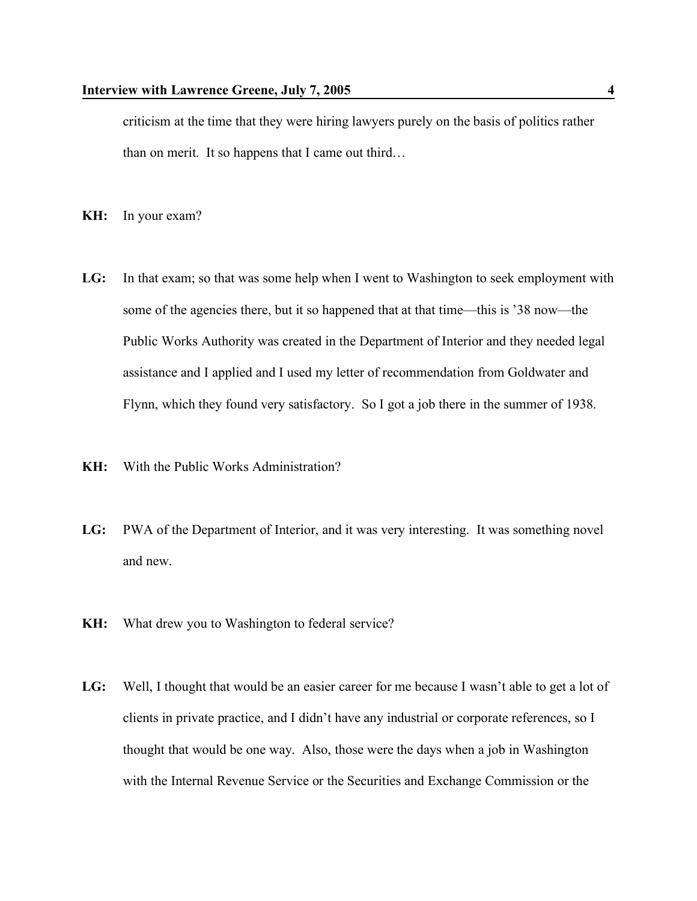criticism at the time that they were hiring lawyers purely on the basis of politics rather than on merit. It so happens that I came out third…

**KH:** In your exam?

**LG:** In that exam; so that was some help when I went to Washington to seek employment with some of the agencies there, but it so happened that at that time—this is '38 now—the Public Works Authority was created in the Department of Interior and they needed legal assistance and I applied and I used my letter of recommendation from Goldwater and Flynn, which they found very satisfactory. So I got a job there in the summer of 1938.

**KH:** With the Public Works Administration?

**LG:** PWA of the Department of Interior, and it was very interesting. It was something novel and new.

**KH:** What drew you to Washington to federal service?

**LG:** Well, I thought that would be an easier career for me because I wasn't able to get a lot of clients in private practice, and I didn't have any industrial or corporate references, so I thought that would be one way. Also, those were the days when a job in Washington with the Internal Revenue Service or the Securities and Exchange Commission or the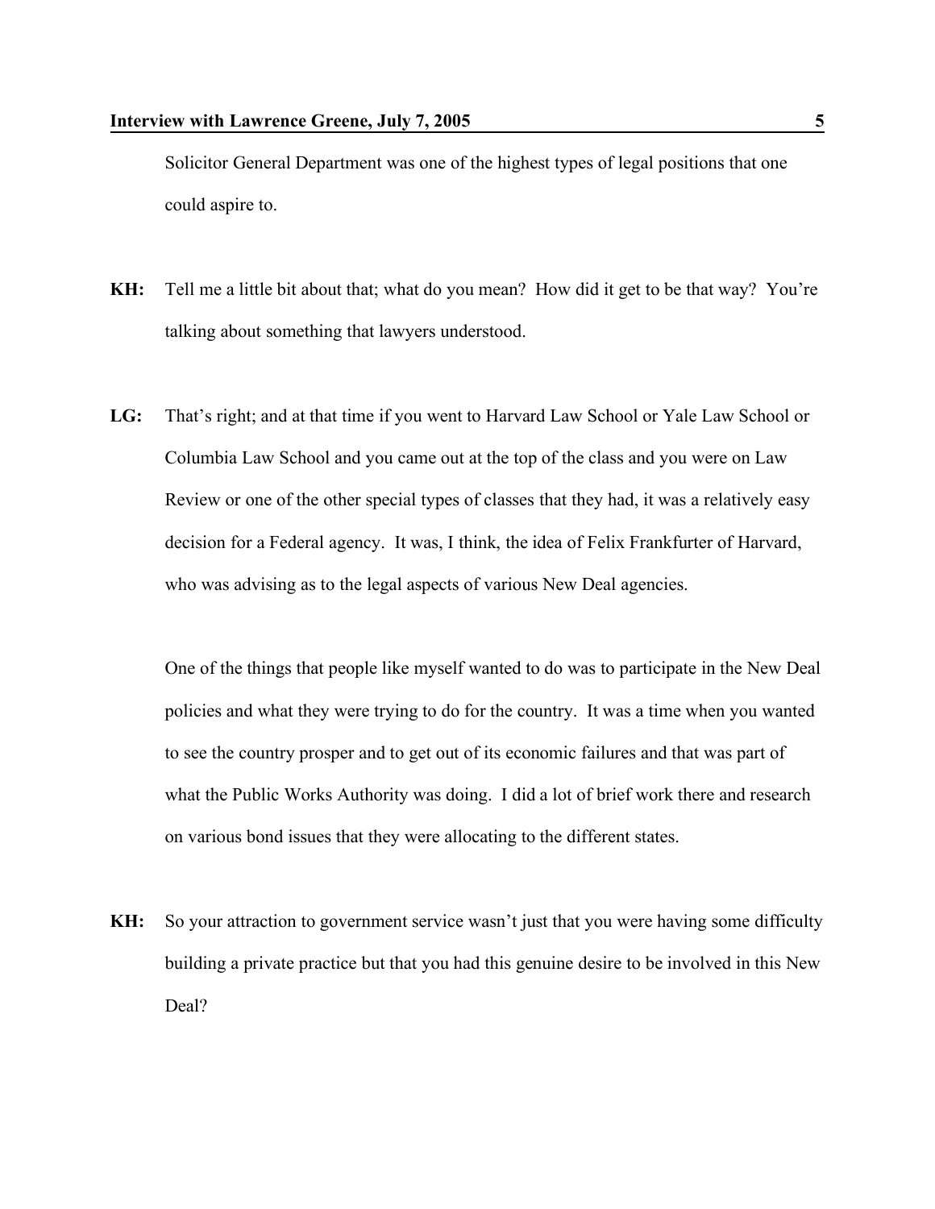Solicitor General Department was one of the highest types of legal positions that one could aspire to.

**KH:** Tell me a little bit about that; what do you mean? How did it get to be that way? You're talking about something that lawyers understood.

**LG:** That's right; and at that time if you went to Harvard Law School or Yale Law School or Columbia Law School and you came out at the top of the class and you were on Law Review or one of the other special types of classes that they had, it was a relatively easy decision for a Federal agency. It was, I think, the idea of Felix Frankfurter of Harvard, who was advising as to the legal aspects of various New Deal agencies.

One of the things that people like myself wanted to do was to participate in the New Deal policies and what they were trying to do for the country. It was a time when you wanted to see the country prosper and to get out of its economic failures and that was part of what the Public Works Authority was doing. I did a lot of brief work there and research on various bond issues that they were allocating to the different states.

**KH:** So your attraction to government service wasn't just that you were having some difficulty building a private practice but that you had this genuine desire to be involved in this New Deal?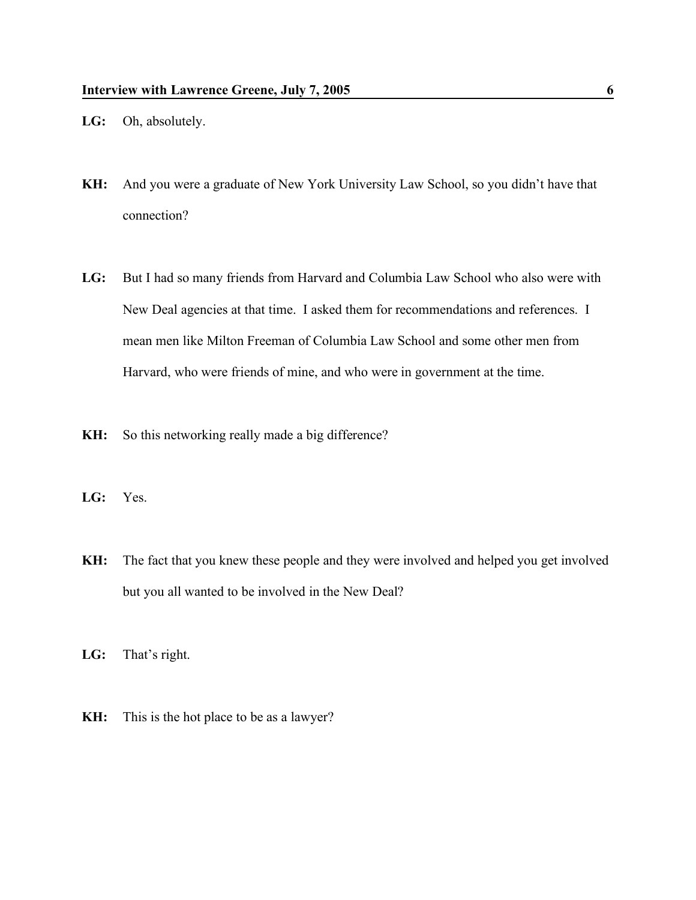**LG:** Oh, absolutely.

**KH:** And you were a graduate of New York University Law School, so you didn't have that connection?

**LG:** But I had so many friends from Harvard and Columbia Law School who also were with New Deal agencies at that time. I asked them for recommendations and references. I mean men like Milton Freeman of Columbia Law School and some other men from Harvard, who were friends of mine, and who were in government at the time.

**KH:** So this networking really made a big difference?

**LG:** Yes.

**KH:** The fact that you knew these people and they were involved and helped you get involved but you all wanted to be involved in the New Deal?

**LG:** That's right.

**KH:** This is the hot place to be as a lawyer?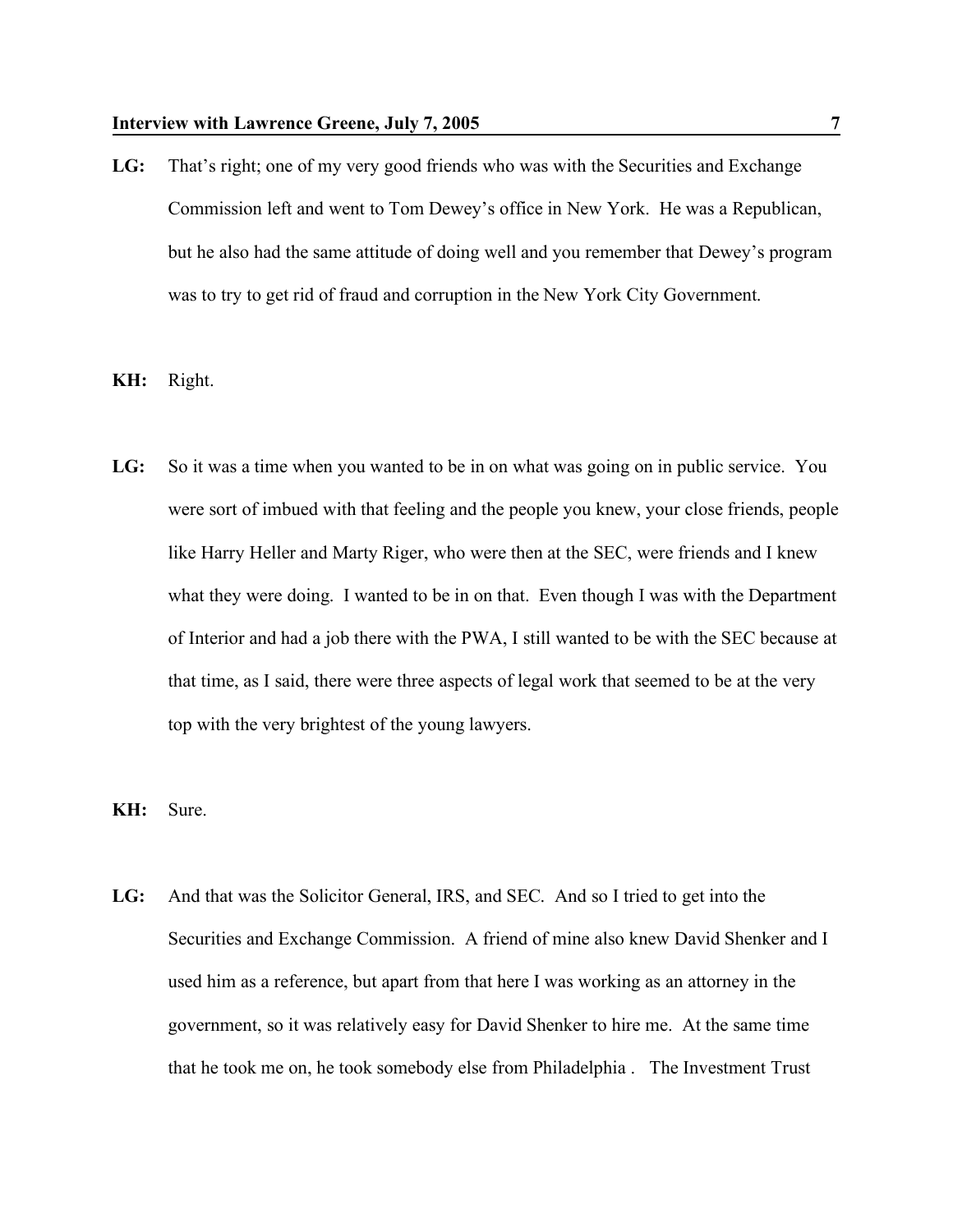**LG:** That's right; one of my very good friends who was with the Securities and Exchange Commission left and went to Tom Dewey's office in New York. He was a Republican, but he also had the same attitude of doing well and you remember that Dewey's program was to try to get rid of fraud and corruption in the New York City Government.

**KH:** Right.

**LG:** So it was a time when you wanted to be in on what was going on in public service. You were sort of imbued with that feeling and the people you knew, your close friends, people like Harry Heller and Marty Riger, who were then at the SEC, were friends and I knew what they were doing. I wanted to be in on that. Even though I was with the Department of Interior and had a job there with the PWA, I still wanted to be with the SEC because at that time, as I said, there were three aspects of legal work that seemed to be at the very top with the very brightest of the young lawyers.

**KH:** Sure.

**LG:** And that was the Solicitor General, IRS, and SEC. And so I tried to get into the Securities and Exchange Commission. A friend of mine also knew David Shenker and I used him as a reference, but apart from that here I was working as an attorney in the government, so it was relatively easy for David Shenker to hire me. At the same time that he took me on, he took somebody else from Philadelphia . The Investment Trust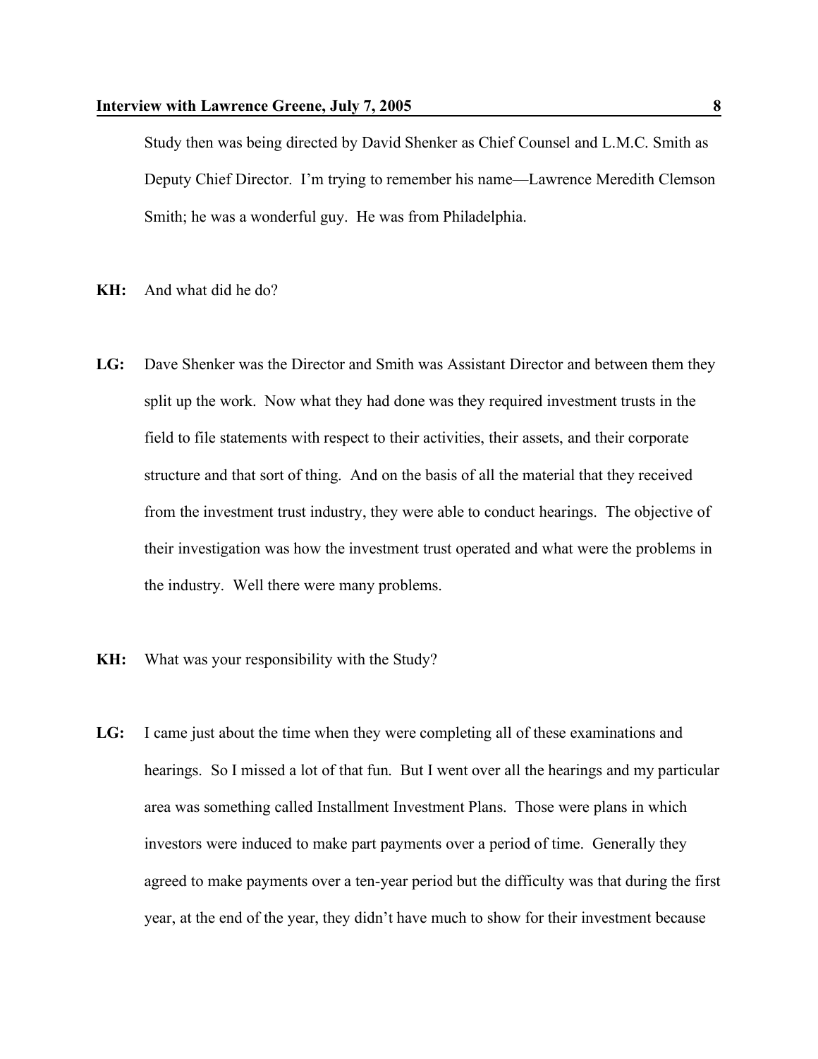Study then was being directed by David Shenker as Chief Counsel and L.M.C. Smith as Deputy Chief Director. I'm trying to remember his name—Lawrence Meredith Clemson Smith; he was a wonderful guy. He was from Philadelphia.

**KH:** And what did he do?

**LG:** Dave Shenker was the Director and Smith was Assistant Director and between them they split up the work. Now what they had done was they required investment trusts in the field to file statements with respect to their activities, their assets, and their corporate structure and that sort of thing. And on the basis of all the material that they received from the investment trust industry, they were able to conduct hearings. The objective of their investigation was how the investment trust operated and what were the problems in the industry. Well there were many problems.

**KH:** What was your responsibility with the Study?

**LG:** I came just about the time when they were completing all of these examinations and hearings. So I missed a lot of that fun. But I went over all the hearings and my particular area was something called Installment Investment Plans. Those were plans in which investors were induced to make part payments over a period of time. Generally they agreed to make payments over a ten-year period but the difficulty was that during the first year, at the end of the year, they didn't have much to show for their investment because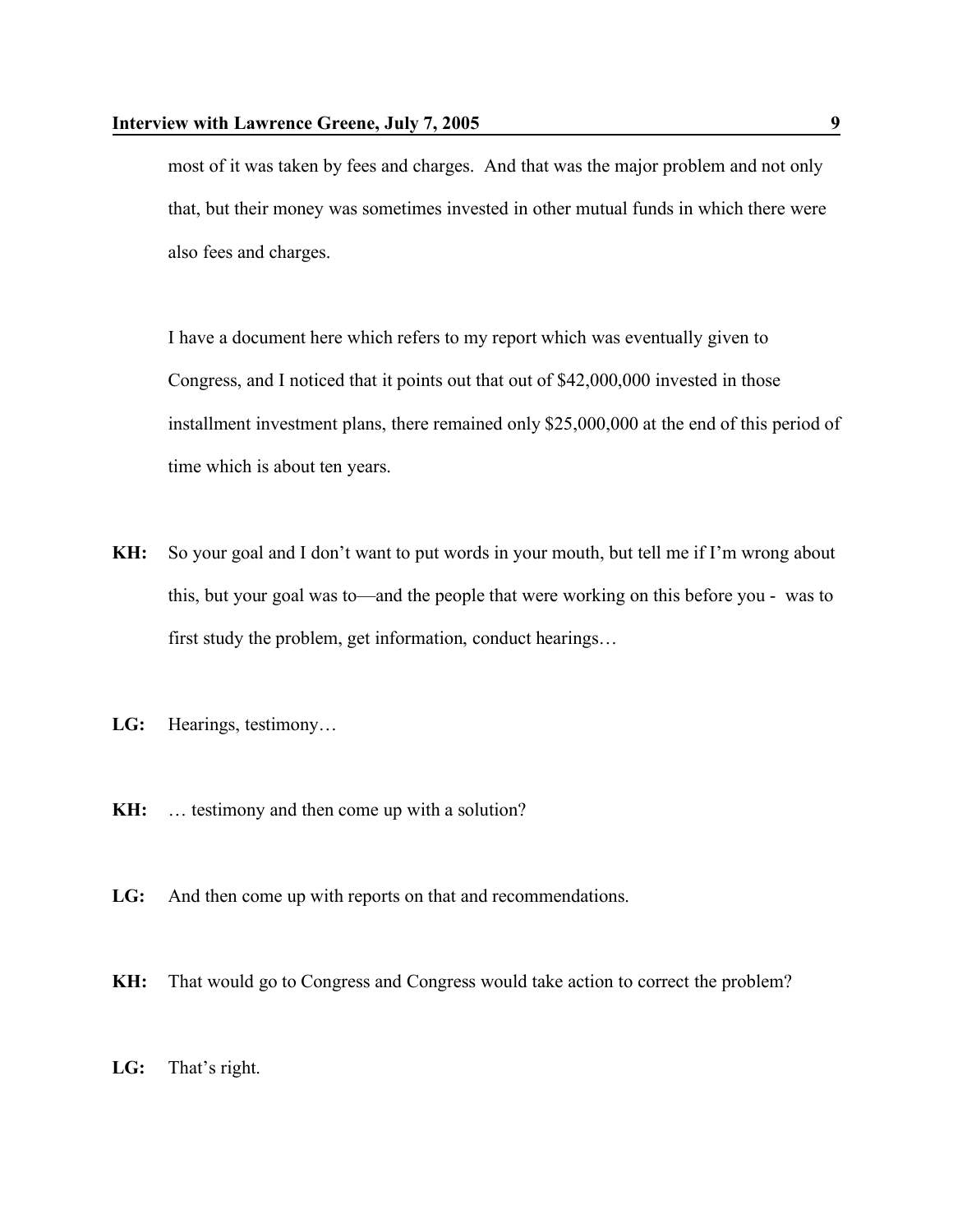most of it was taken by fees and charges. And that was the major problem and not only that, but their money was sometimes invested in other mutual funds in which there were also fees and charges.

I have a document here which refers to my report which was eventually given to Congress, and I noticed that it points out that out of $42,000,000 invested in those installment investment plans, there remained only $25,000,000 at the end of this period of time which is about ten years.

**KH:** So your goal and I don't want to put words in your mouth, but tell me if I'm wrong about this, but your goal was to—and the people that were working on this before you - was to first study the problem, get information, conduct hearings…

**LG:** Hearings, testimony…

**KH:** … testimony and then come up with a solution?

**LG:** And then come up with reports on that and recommendations.

**KH:** That would go to Congress and Congress would take action to correct the problem?

**LG:** That's right.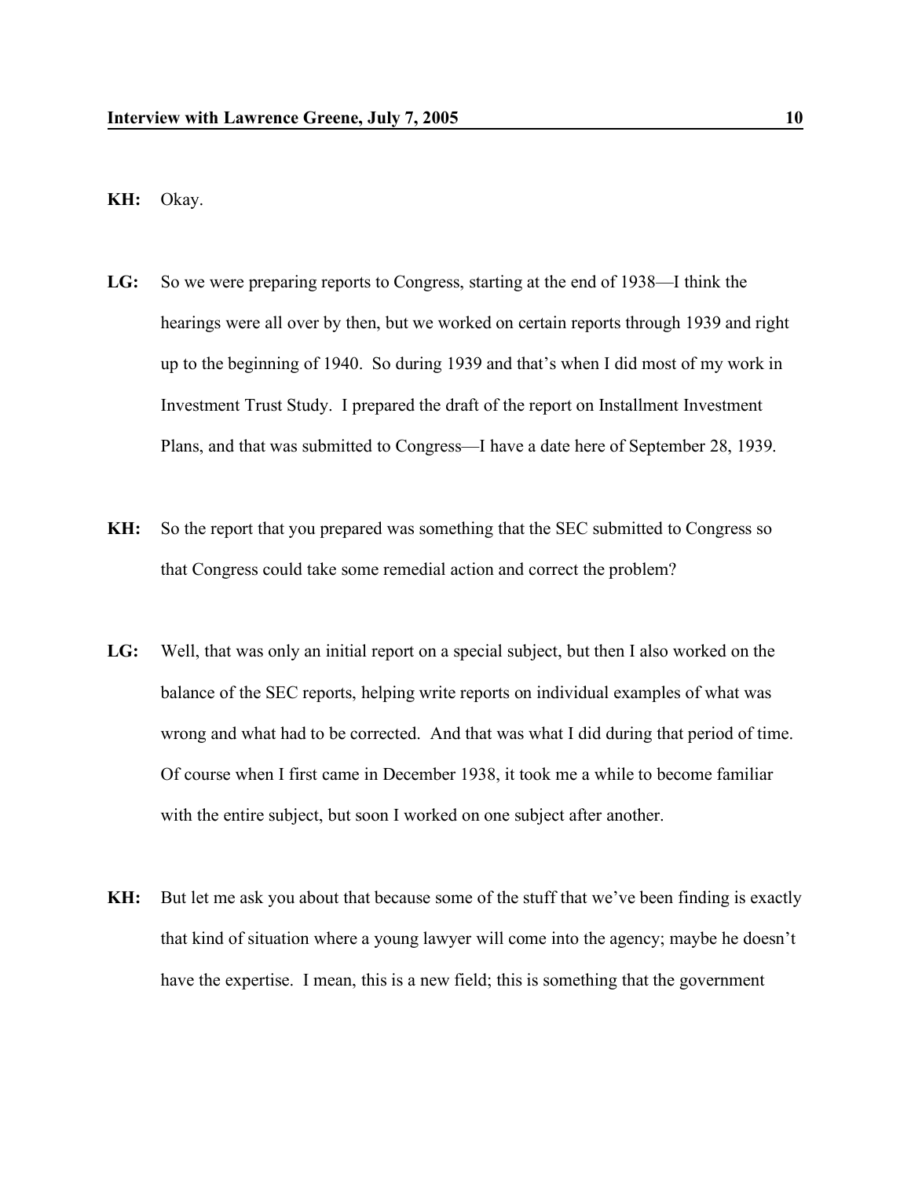**KH:** Okay.

**LG:** So we were preparing reports to Congress, starting at the end of 1938—I think the hearings were all over by then, but we worked on certain reports through 1939 and right up to the beginning of 1940. So during 1939 and that's when I did most of my work in Investment Trust Study. I prepared the draft of the report on Installment Investment Plans, and that was submitted to Congress—I have a date here of September 28, 1939.

**KH:** So the report that you prepared was something that the SEC submitted to Congress so that Congress could take some remedial action and correct the problem?

**LG:** Well, that was only an initial report on a special subject, but then I also worked on the balance of the SEC reports, helping write reports on individual examples of what was wrong and what had to be corrected. And that was what I did during that period of time. Of course when I first came in December 1938, it took me a while to become familiar with the entire subject, but soon I worked on one subject after another.

**KH:** But let me ask you about that because some of the stuff that we've been finding is exactly that kind of situation where a young lawyer will come into the agency; maybe he doesn't have the expertise. I mean, this is a new field; this is something that the government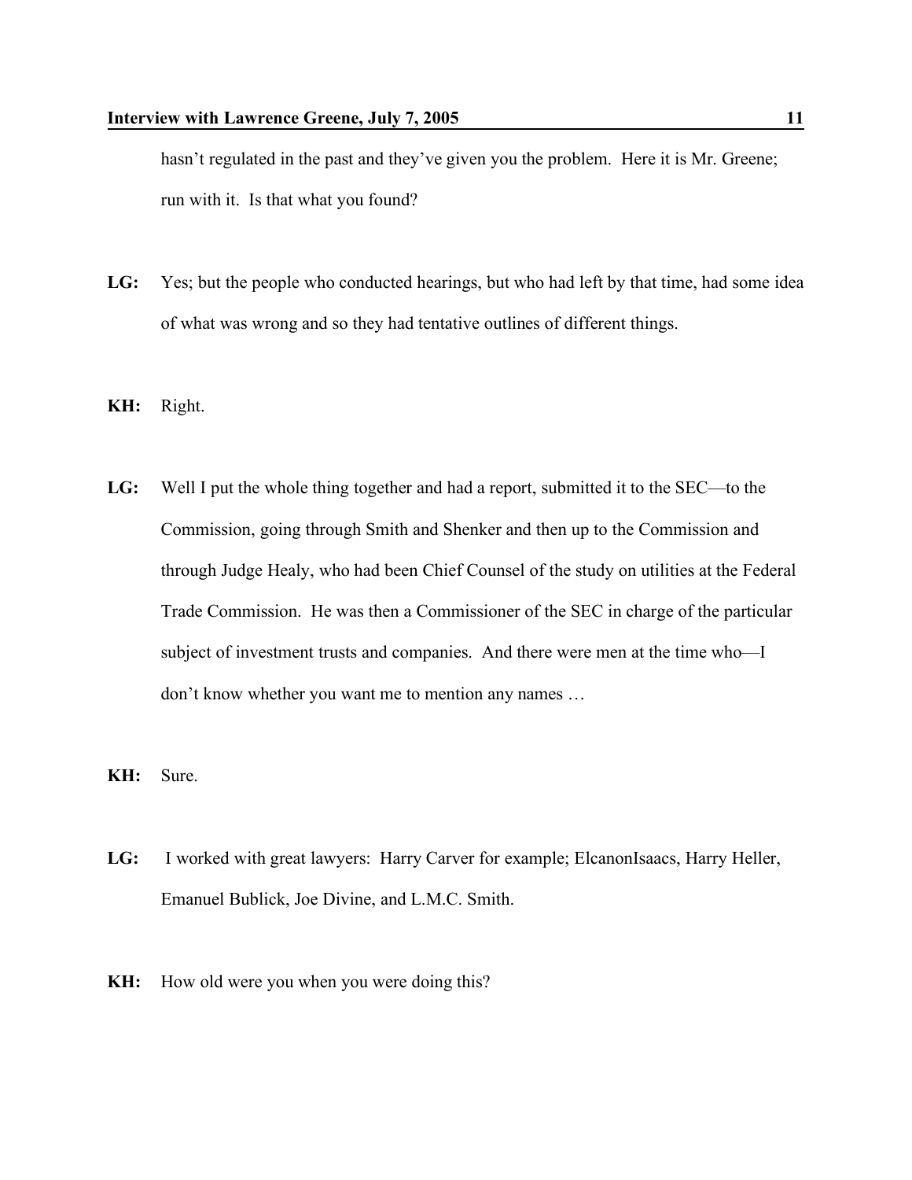hasn't regulated in the past and they've given you the problem. Here it is Mr. Greene; run with it. Is that what you found?

**LG:** Yes; but the people who conducted hearings, but who had left by that time, had some idea of what was wrong and so they had tentative outlines of different things.

**KH:** Right.

**LG:** Well I put the whole thing together and had a report, submitted it to the SEC—to the Commission, going through Smith and Shenker and then up to the Commission and through Judge Healy, who had been Chief Counsel of the study on utilities at the Federal Trade Commission. He was then a Commissioner of the SEC in charge of the particular subject of investment trusts and companies. And there were men at the time who—I don't know whether you want me to mention any names …

**KH:** Sure.

**LG:** I worked with great lawyers: Harry Carver for example; ElcanonIsaacs, Harry Heller, Emanuel Bublick, Joe Divine, and L.M.C. Smith.

**KH:** How old were you when you were doing this?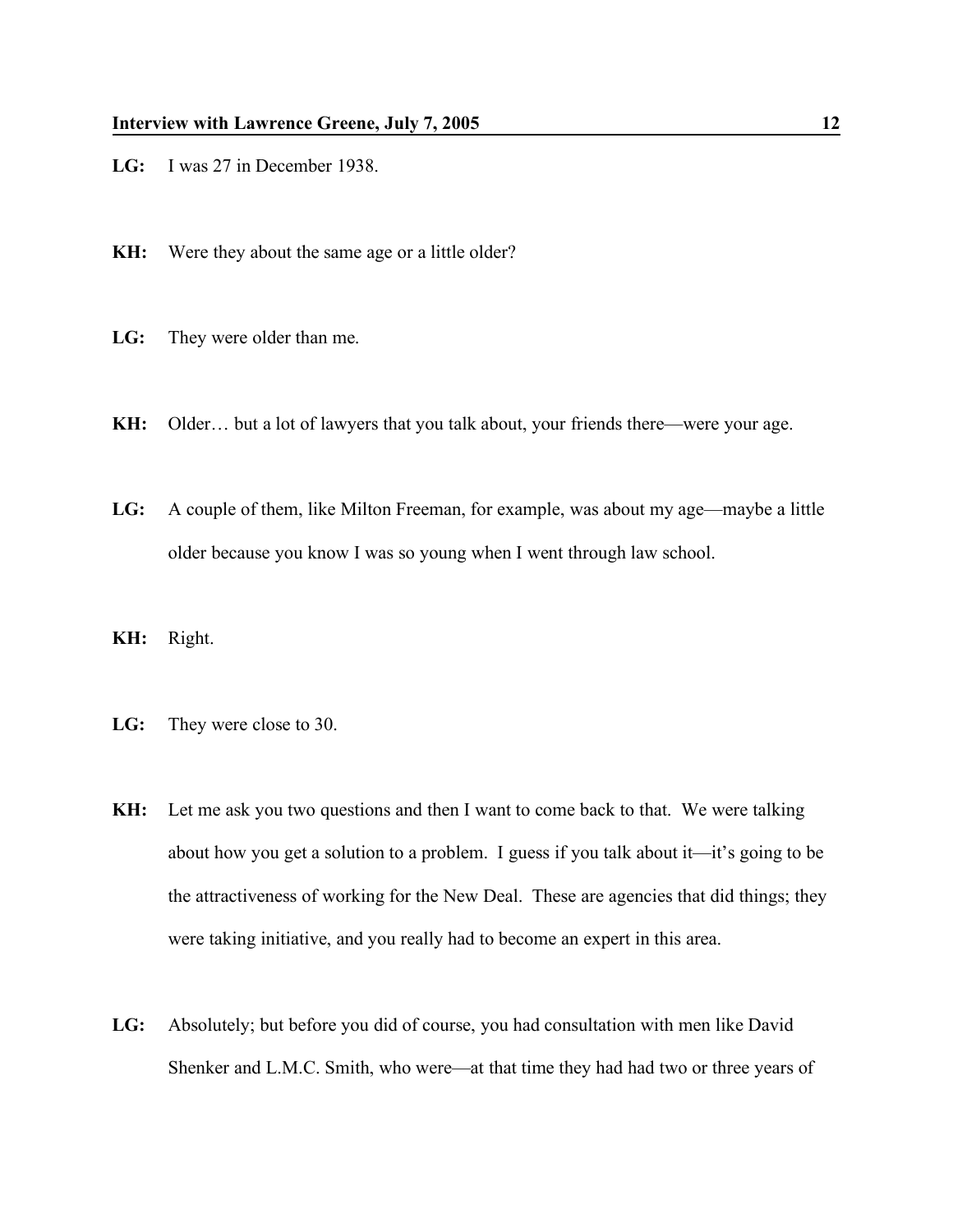**LG:** I was 27 in December 1938.

**KH:** Were they about the same age or a little older?

**LG:** They were older than me.

**KH:** Older… but a lot of lawyers that you talk about, your friends there—were your age.

**LG:** A couple of them, like Milton Freeman, for example, was about my age—maybe a little older because you know I was so young when I went through law school.

**KH:** Right.

**LG:** They were close to 30.

**KH:** Let me ask you two questions and then I want to come back to that. We were talking about how you get a solution to a problem. I guess if you talk about it—it's going to be the attractiveness of working for the New Deal. These are agencies that did things; they were taking initiative, and you really had to become an expert in this area.

**LG:** Absolutely; but before you did of course, you had consultation with men like David Shenker and L.M.C. Smith, who were—at that time they had had two or three years of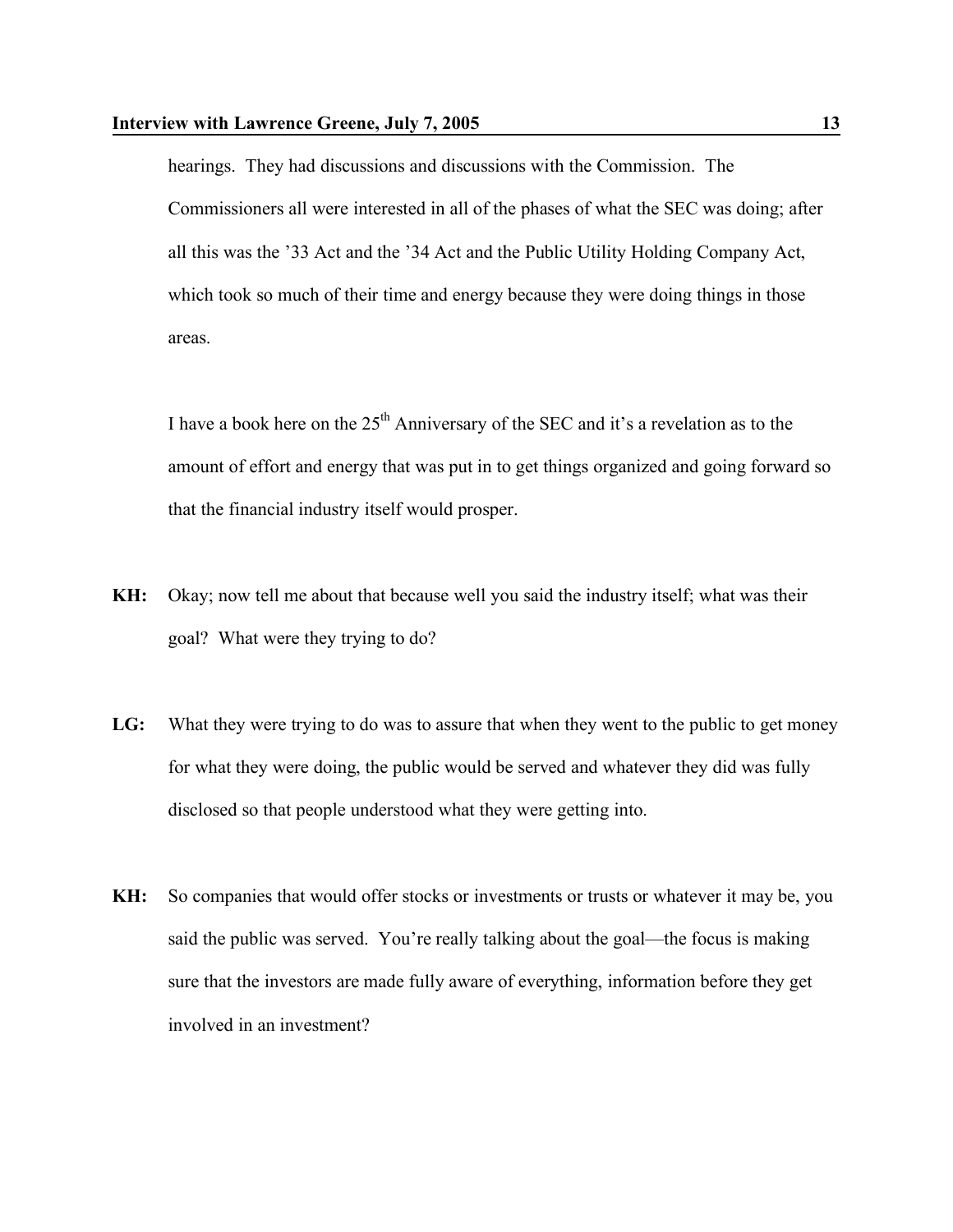hearings. They had discussions and discussions with the Commission. The Commissioners all were interested in all of the phases of what the SEC was doing; after all this was the '33 Act and the '34 Act and the Public Utility Holding Company Act, which took so much of their time and energy because they were doing things in those areas.

I have a book here on the 25th Anniversary of the SEC and it's a revelation as to the amount of effort and energy that was put in to get things organized and going forward so that the financial industry itself would prosper.

**KH:** Okay; now tell me about that because well you said the industry itself; what was their goal? What were they trying to do?

**LG:** What they were trying to do was to assure that when they went to the public to get money for what they were doing, the public would be served and whatever they did was fully disclosed so that people understood what they were getting into.

**KH:** So companies that would offer stocks or investments or trusts or whatever it may be, you said the public was served. You're really talking about the goal—the focus is making sure that the investors are made fully aware of everything, information before they get involved in an investment?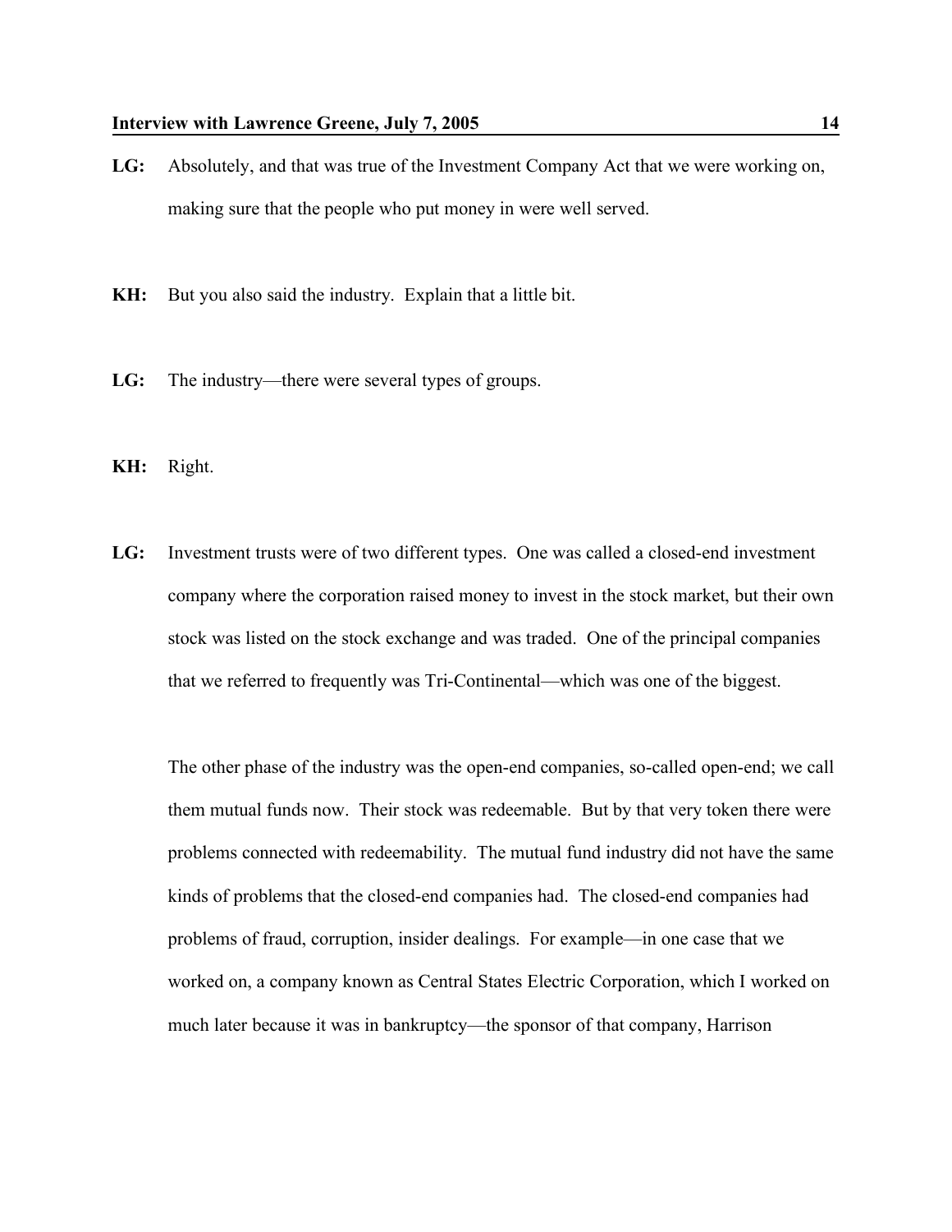**LG:** Absolutely, and that was true of the Investment Company Act that we were working on, making sure that the people who put money in were well served.

**KH:** But you also said the industry. Explain that a little bit.

**LG:** The industry—there were several types of groups.

**KH:** Right.

**LG:** Investment trusts were of two different types. One was called a closed-end investment company where the corporation raised money to invest in the stock market, but their own stock was listed on the stock exchange and was traded. One of the principal companies that we referred to frequently was Tri-Continental—which was one of the biggest.

The other phase of the industry was the open-end companies, so-called open-end; we call them mutual funds now. Their stock was redeemable. But by that very token there were problems connected with redeemability. The mutual fund industry did not have the same kinds of problems that the closed-end companies had. The closed-end companies had problems of fraud, corruption, insider dealings. For example—in one case that we worked on, a company known as Central States Electric Corporation, which I worked on much later because it was in bankruptcy—the sponsor of that company, Harrison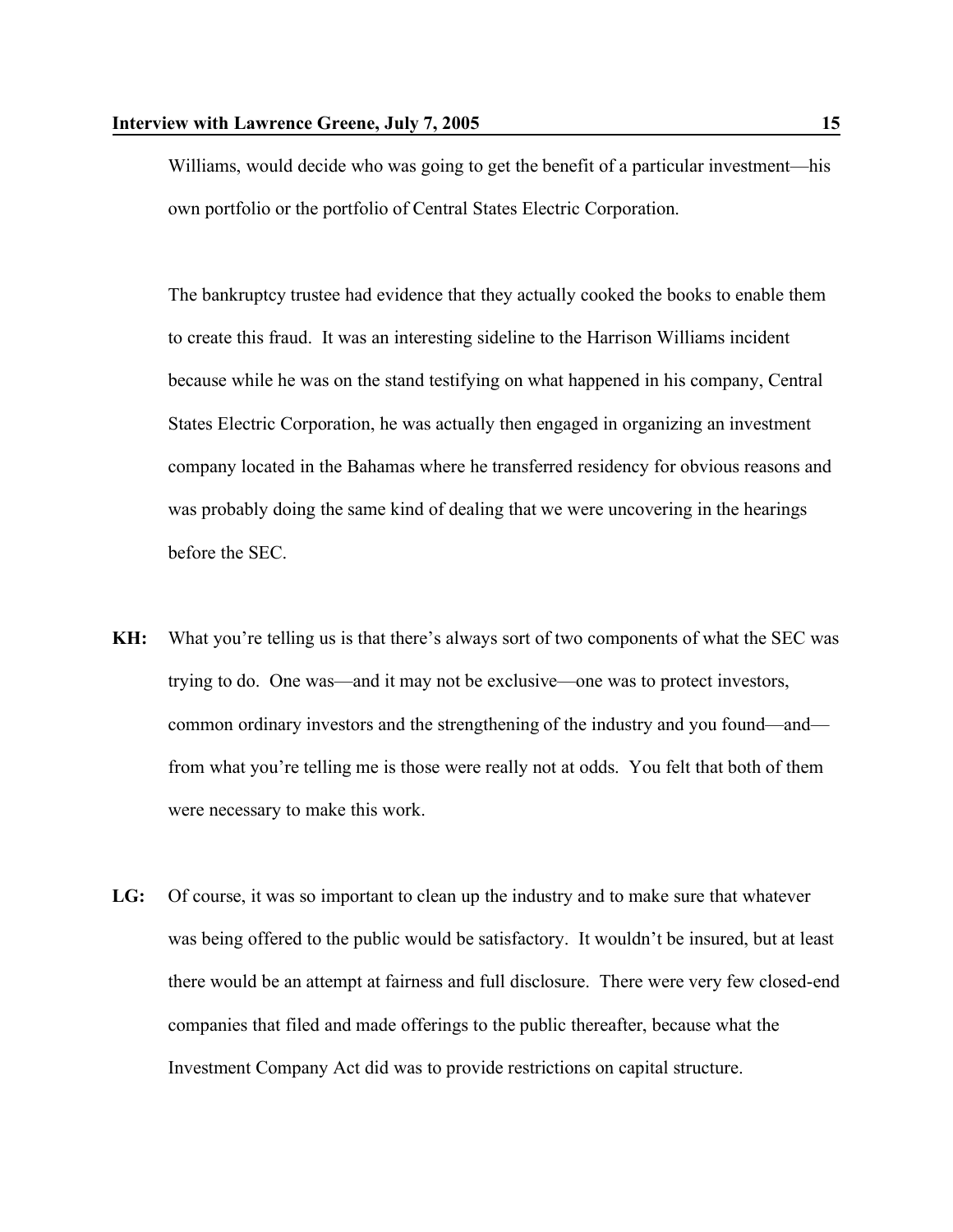Williams, would decide who was going to get the benefit of a particular investment—his own portfolio or the portfolio of Central States Electric Corporation.

The bankruptcy trustee had evidence that they actually cooked the books to enable them to create this fraud. It was an interesting sideline to the Harrison Williams incident because while he was on the stand testifying on what happened in his company, Central States Electric Corporation, he was actually then engaged in organizing an investment company located in the Bahamas where he transferred residency for obvious reasons and was probably doing the same kind of dealing that we were uncovering in the hearings before the SEC.

**KH:** What you're telling us is that there's always sort of two components of what the SEC was trying to do. One was—and it may not be exclusive—one was to protect investors, common ordinary investors and the strengthening of the industry and you found—and—from what you're telling me is those were really not at odds. You felt that both of them were necessary to make this work.

**LG:** Of course, it was so important to clean up the industry and to make sure that whatever was being offered to the public would be satisfactory. It wouldn't be insured, but at least there would be an attempt at fairness and full disclosure. There were very few closed-end companies that filed and made offerings to the public thereafter, because what the Investment Company Act did was to provide restrictions on capital structure.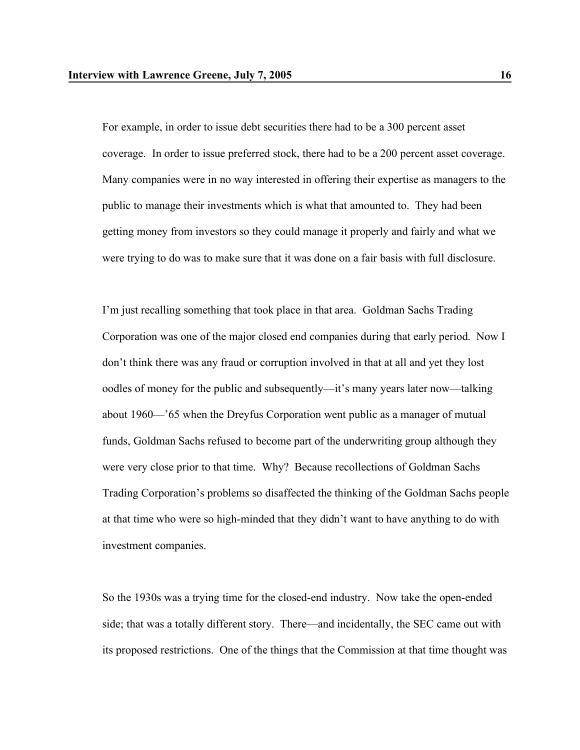For example, in order to issue debt securities there had to be a 300 percent asset coverage. In order to issue preferred stock, there had to be a 200 percent asset coverage. Many companies were in no way interested in offering their expertise as managers to the public to manage their investments which is what that amounted to. They had been getting money from investors so they could manage it properly and fairly and what we were trying to do was to make sure that it was done on a fair basis with full disclosure.

I'm just recalling something that took place in that area. Goldman Sachs Trading Corporation was one of the major closed end companies during that early period. Now I don't think there was any fraud or corruption involved in that at all and yet they lost oodles of money for the public and subsequently—it's many years later now—talking about 1960—'65 when the Dreyfus Corporation went public as a manager of mutual funds, Goldman Sachs refused to become part of the underwriting group although they were very close prior to that time. Why? Because recollections of Goldman Sachs Trading Corporation's problems so disaffected the thinking of the Goldman Sachs people at that time who were so high-minded that they didn't want to have anything to do with investment companies.

So the 1930s was a trying time for the closed-end industry. Now take the open-ended side; that was a totally different story. There—and incidentally, the SEC came out with its proposed restrictions. One of the things that the Commission at that time thought was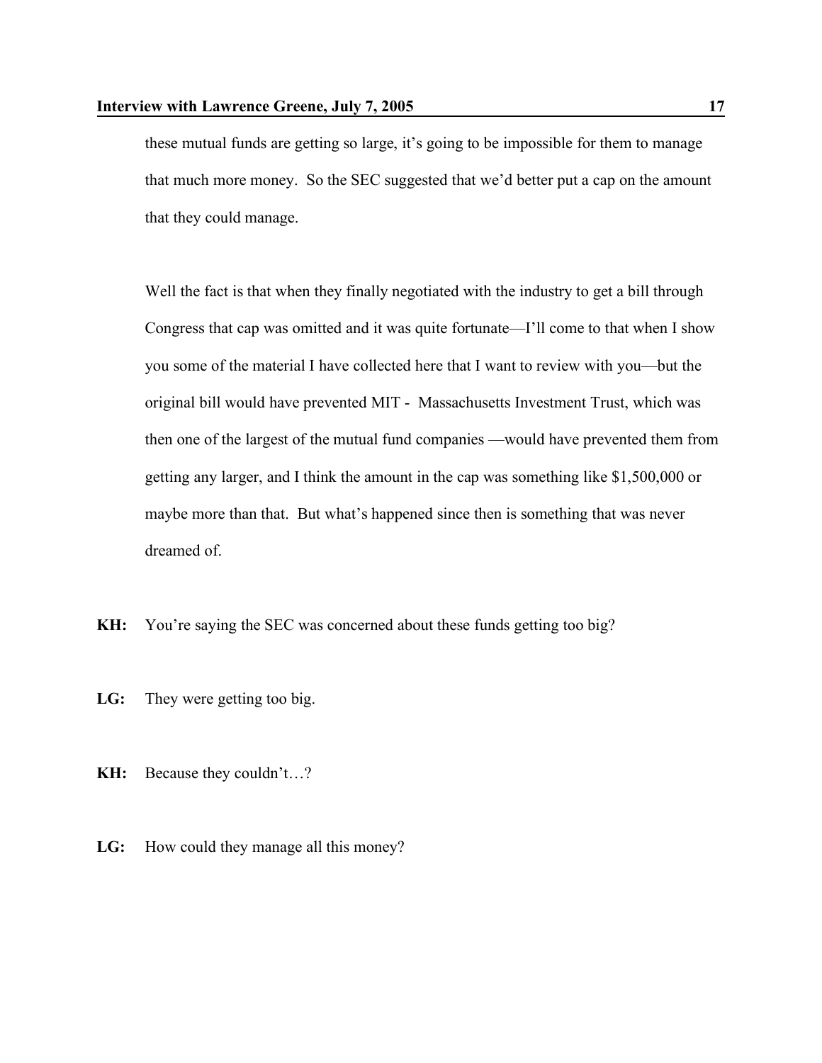these mutual funds are getting so large, it's going to be impossible for them to manage that much more money. So the SEC suggested that we'd better put a cap on the amount that they could manage.

Well the fact is that when they finally negotiated with the industry to get a bill through Congress that cap was omitted and it was quite fortunate—I'll come to that when I show you some of the material I have collected here that I want to review with you—but the original bill would have prevented MIT - Massachusetts Investment Trust, which was then one of the largest of the mutual fund companies —would have prevented them from getting any larger, and I think the amount in the cap was something like $1,500,000 or maybe more than that. But what's happened since then is something that was never dreamed of.

**KH:** You're saying the SEC was concerned about these funds getting too big?

**LG:** They were getting too big.

**KH:** Because they couldn't…?

**LG:** How could they manage all this money?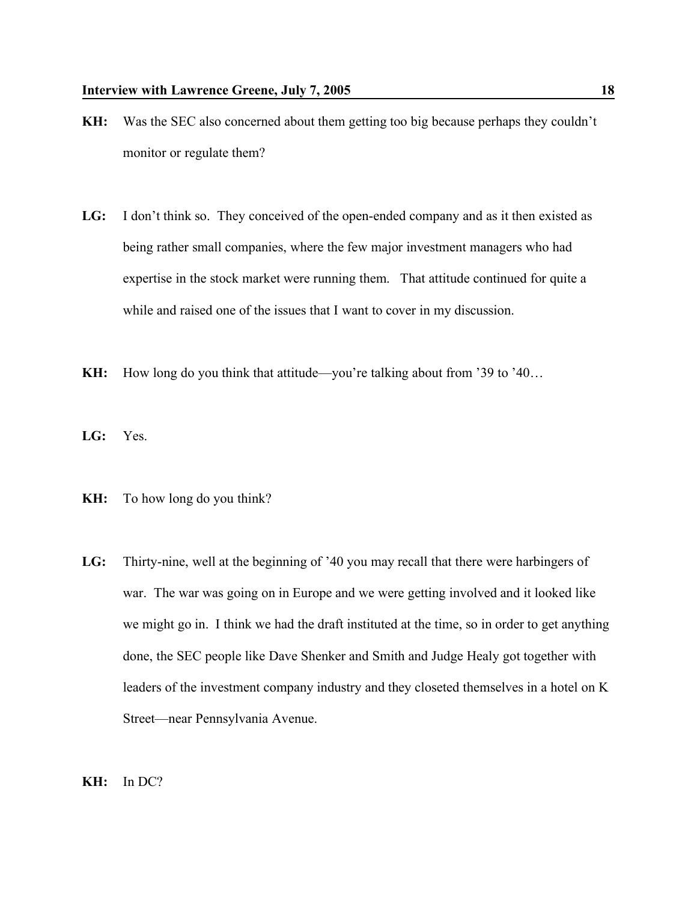**KH:** Was the SEC also concerned about them getting too big because perhaps they couldn't monitor or regulate them?

**LG:** I don't think so. They conceived of the open-ended company and as it then existed as being rather small companies, where the few major investment managers who had expertise in the stock market were running them. That attitude continued for quite a while and raised one of the issues that I want to cover in my discussion.

**KH:** How long do you think that attitude—you're talking about from '39 to '40…

**LG:** Yes.

**KH:** To how long do you think?

**LG:** Thirty-nine, well at the beginning of '40 you may recall that there were harbingers of war. The war was going on in Europe and we were getting involved and it looked like we might go in. I think we had the draft instituted at the time, so in order to get anything done, the SEC people like Dave Shenker and Smith and Judge Healy got together with leaders of the investment company industry and they closeted themselves in a hotel on K Street—near Pennsylvania Avenue.

**KH:** In DC?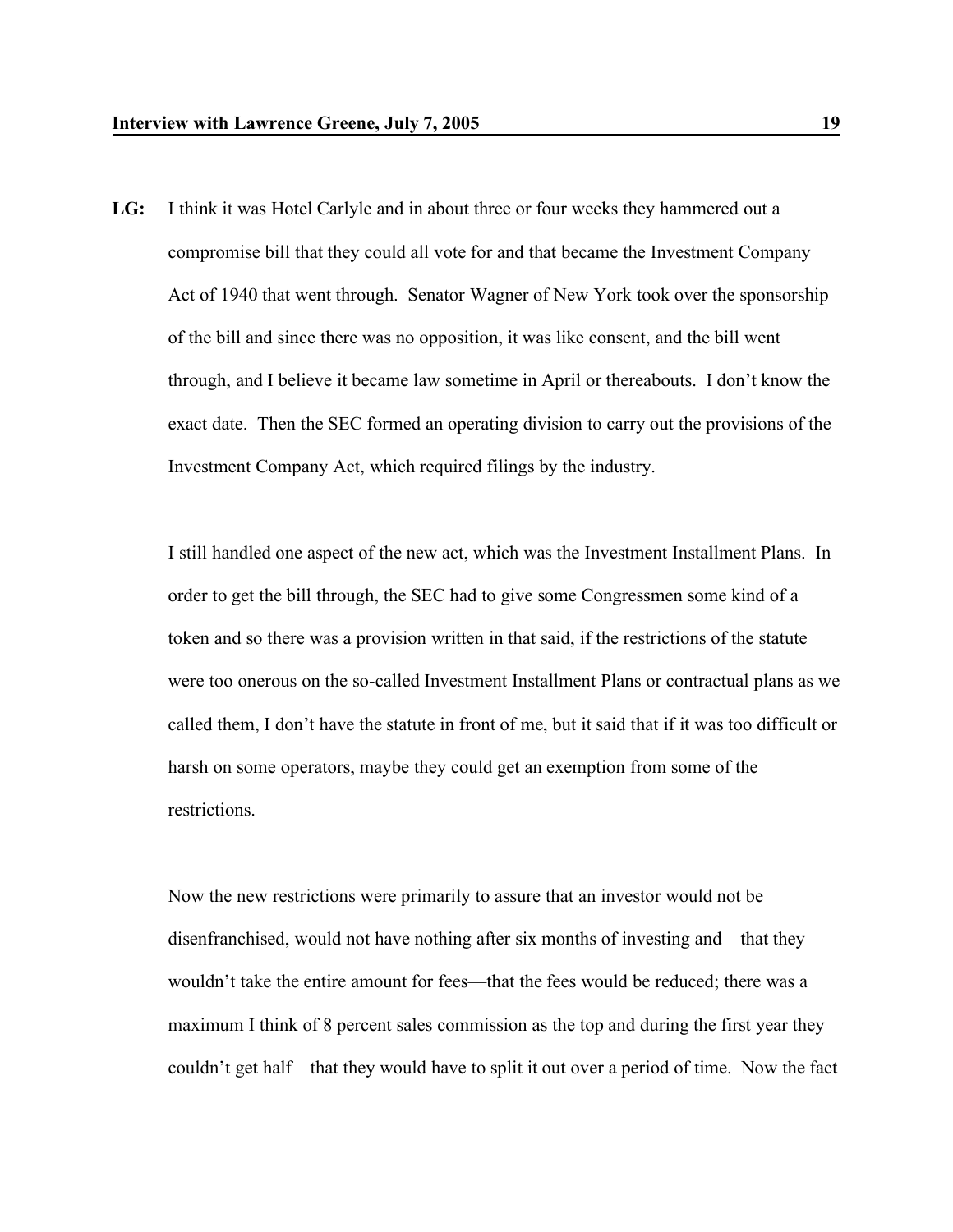**LG:** I think it was Hotel Carlyle and in about three or four weeks they hammered out a compromise bill that they could all vote for and that became the Investment Company Act of 1940 that went through. Senator Wagner of New York took over the sponsorship of the bill and since there was no opposition, it was like consent, and the bill went through, and I believe it became law sometime in April or thereabouts. I don't know the exact date. Then the SEC formed an operating division to carry out the provisions of the Investment Company Act, which required filings by the industry.

I still handled one aspect of the new act, which was the Investment Installment Plans. In order to get the bill through, the SEC had to give some Congressmen some kind of a token and so there was a provision written in that said, if the restrictions of the statute were too onerous on the so-called Investment Installment Plans or contractual plans as we called them, I don't have the statute in front of me, but it said that if it was too difficult or harsh on some operators, maybe they could get an exemption from some of the restrictions.

Now the new restrictions were primarily to assure that an investor would not be disenfranchised, would not have nothing after six months of investing and—that they wouldn't take the entire amount for fees—that the fees would be reduced; there was a maximum I think of 8 percent sales commission as the top and during the first year they couldn't get half—that they would have to split it out over a period of time. Now the fact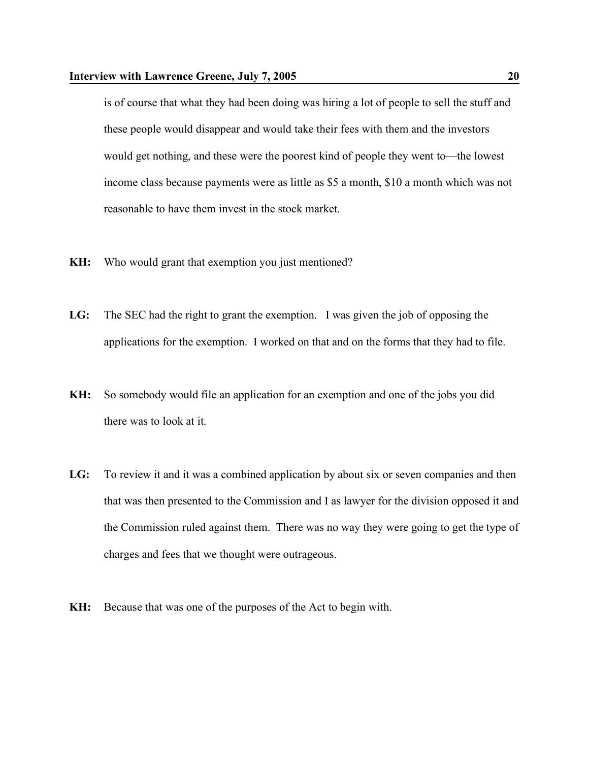is of course that what they had been doing was hiring a lot of people to sell the stuff and these people would disappear and would take their fees with them and the investors would get nothing, and these were the poorest kind of people they went to—the lowest income class because payments were as little as $5 a month, $10 a month which was not reasonable to have them invest in the stock market.

**KH:** Who would grant that exemption you just mentioned?

**LG:** The SEC had the right to grant the exemption. I was given the job of opposing the applications for the exemption. I worked on that and on the forms that they had to file.

**KH:** So somebody would file an application for an exemption and one of the jobs you did there was to look at it.

**LG:** To review it and it was a combined application by about six or seven companies and then that was then presented to the Commission and I as lawyer for the division opposed it and the Commission ruled against them. There was no way they were going to get the type of charges and fees that we thought were outrageous.

**KH:** Because that was one of the purposes of the Act to begin with.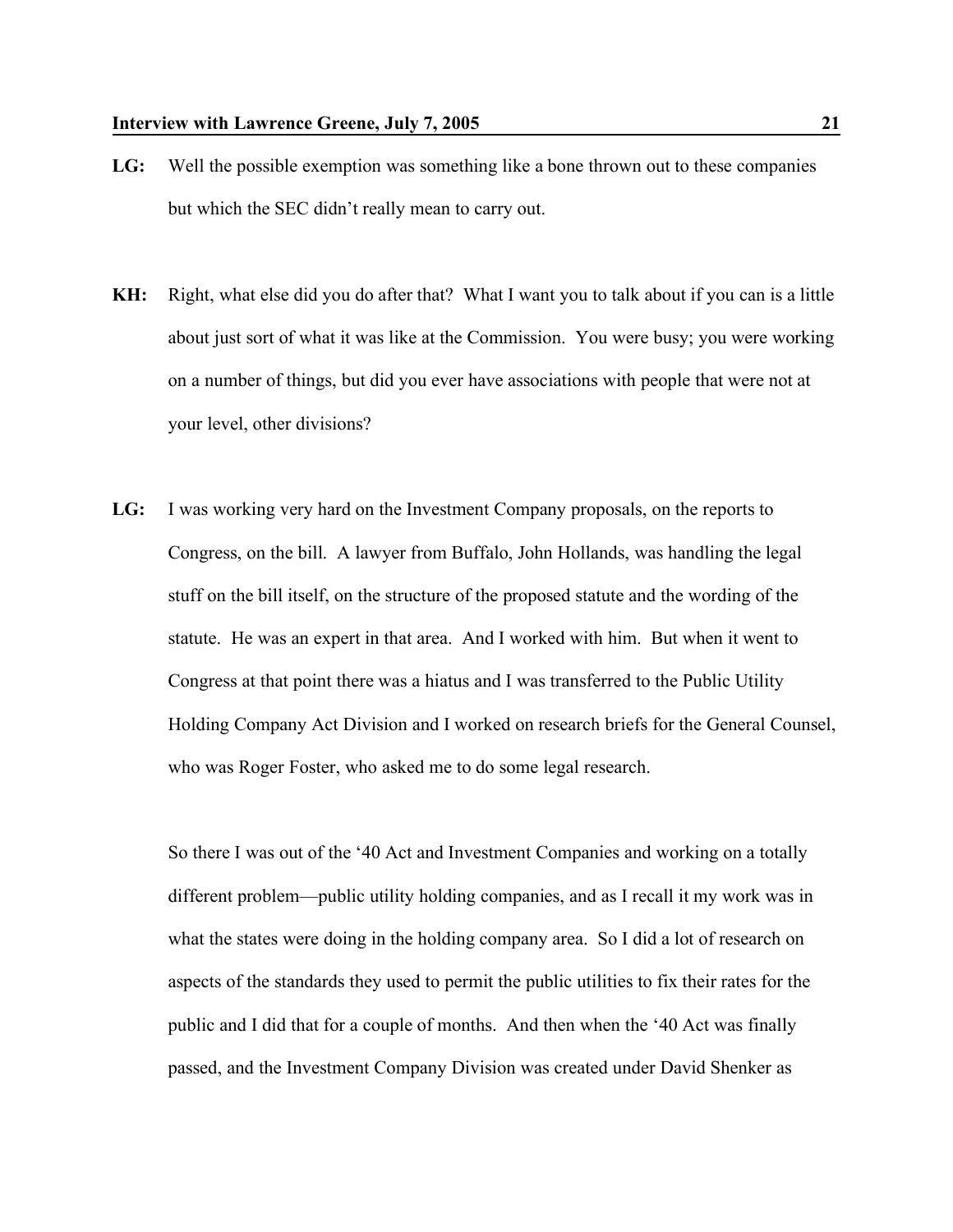**LG:** Well the possible exemption was something like a bone thrown out to these companies but which the SEC didn't really mean to carry out.

**KH:** Right, what else did you do after that? What I want you to talk about if you can is a little about just sort of what it was like at the Commission. You were busy; you were working on a number of things, but did you ever have associations with people that were not at your level, other divisions?

**LG:** I was working very hard on the Investment Company proposals, on the reports to Congress, on the bill. A lawyer from Buffalo, John Hollands, was handling the legal stuff on the bill itself, on the structure of the proposed statute and the wording of the statute. He was an expert in that area. And I worked with him. But when it went to Congress at that point there was a hiatus and I was transferred to the Public Utility Holding Company Act Division and I worked on research briefs for the General Counsel, who was Roger Foster, who asked me to do some legal research.

So there I was out of the '40 Act and Investment Companies and working on a totally different problem—public utility holding companies, and as I recall it my work was in what the states were doing in the holding company area. So I did a lot of research on aspects of the standards they used to permit the public utilities to fix their rates for the public and I did that for a couple of months. And then when the '40 Act was finally passed, and the Investment Company Division was created under David Shenker as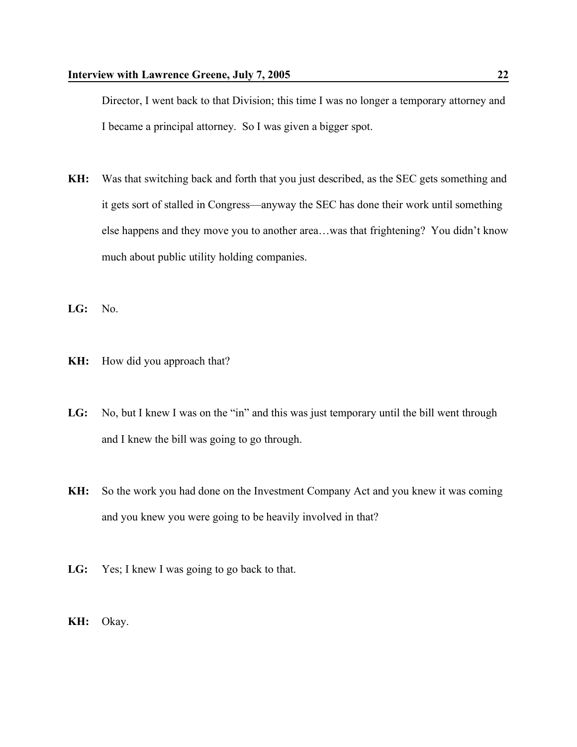Director, I went back to that Division; this time I was no longer a temporary attorney and I became a principal attorney. So I was given a bigger spot.

**KH:** Was that switching back and forth that you just described, as the SEC gets something and it gets sort of stalled in Congress—anyway the SEC has done their work until something else happens and they move you to another area…was that frightening? You didn't know much about public utility holding companies.

**LG:** No.

**KH:** How did you approach that?

**LG:** No, but I knew I was on the "in" and this was just temporary until the bill went through and I knew the bill was going to go through.

**KH:** So the work you had done on the Investment Company Act and you knew it was coming and you knew you were going to be heavily involved in that?

**LG:** Yes; I knew I was going to go back to that.

**KH:** Okay.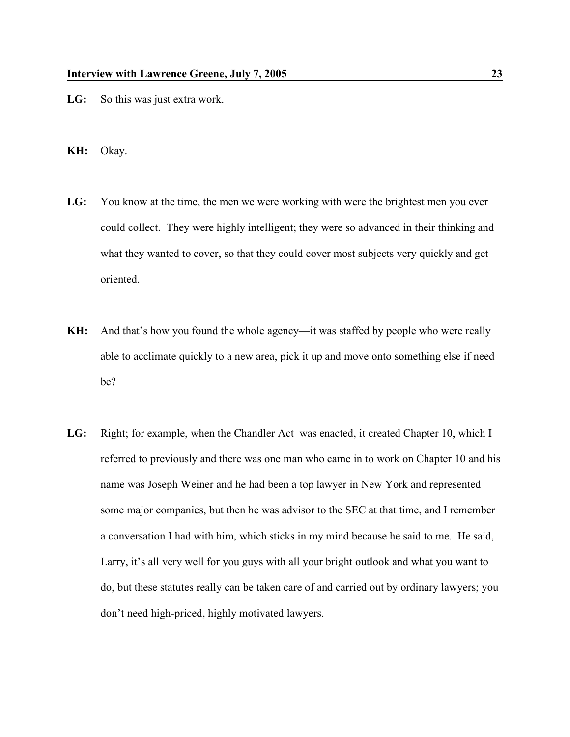**LG:** So this was just extra work.

**KH:** Okay.

**LG:** You know at the time, the men we were working with were the brightest men you ever could collect. They were highly intelligent; they were so advanced in their thinking and what they wanted to cover, so that they could cover most subjects very quickly and get oriented.

**KH:** And that's how you found the whole agency—it was staffed by people who were really able to acclimate quickly to a new area, pick it up and move onto something else if need be?

**LG:** Right; for example, when the Chandler Act was enacted, it created Chapter 10, which I referred to previously and there was one man who came in to work on Chapter 10 and his name was Joseph Weiner and he had been a top lawyer in New York and represented some major companies, but then he was advisor to the SEC at that time, and I remember a conversation I had with him, which sticks in my mind because he said to me. He said, Larry, it's all very well for you guys with all your bright outlook and what you want to do, but these statutes really can be taken care of and carried out by ordinary lawyers; you don't need high-priced, highly motivated lawyers.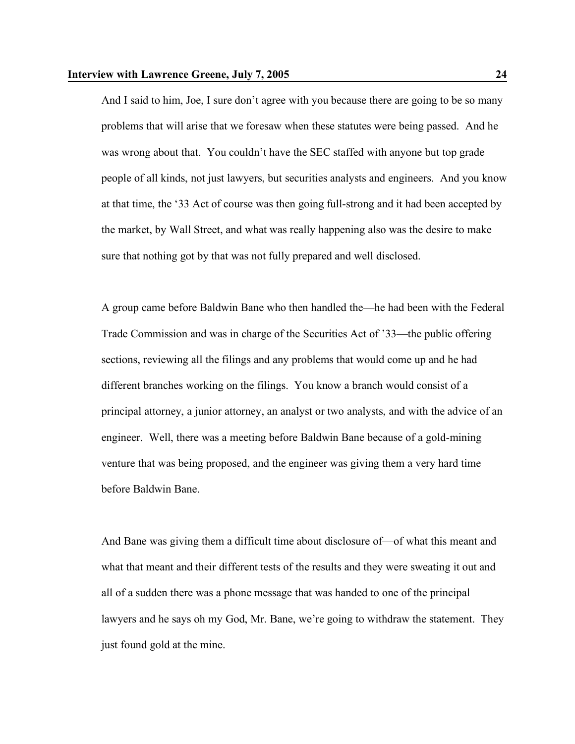And I said to him, Joe, I sure don't agree with you because there are going to be so many problems that will arise that we foresaw when these statutes were being passed. And he was wrong about that. You couldn't have the SEC staffed with anyone but top grade people of all kinds, not just lawyers, but securities analysts and engineers. And you know at that time, the '33 Act of course was then going full-strong and it had been accepted by the market, by Wall Street, and what was really happening also was the desire to make sure that nothing got by that was not fully prepared and well disclosed.

A group came before Baldwin Bane who then handled the—he had been with the Federal Trade Commission and was in charge of the Securities Act of '33—the public offering sections, reviewing all the filings and any problems that would come up and he had different branches working on the filings. You know a branch would consist of a principal attorney, a junior attorney, an analyst or two analysts, and with the advice of an engineer. Well, there was a meeting before Baldwin Bane because of a gold-mining venture that was being proposed, and the engineer was giving them a very hard time before Baldwin Bane.

And Bane was giving them a difficult time about disclosure of—of what this meant and what that meant and their different tests of the results and they were sweating it out and all of a sudden there was a phone message that was handed to one of the principal lawyers and he says oh my God, Mr. Bane, we're going to withdraw the statement. They just found gold at the mine.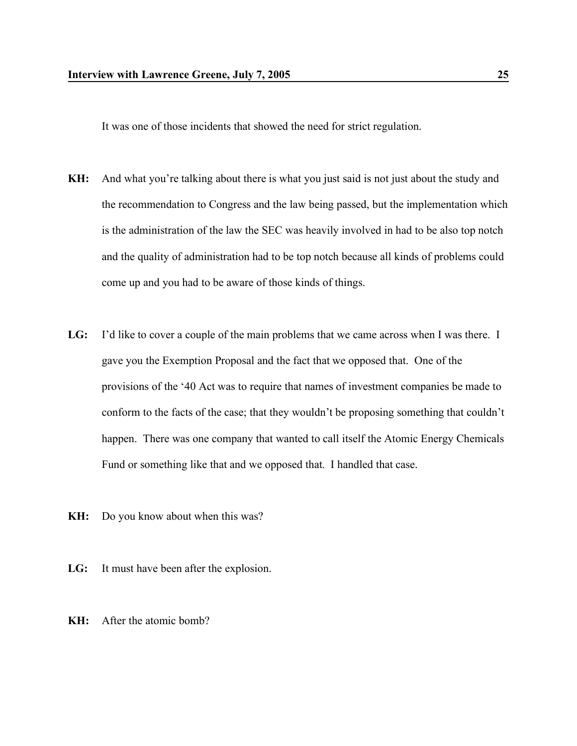It was one of those incidents that showed the need for strict regulation.

**KH:** And what you're talking about there is what you just said is not just about the study and the recommendation to Congress and the law being passed, but the implementation which is the administration of the law the SEC was heavily involved in had to be also top notch and the quality of administration had to be top notch because all kinds of problems could come up and you had to be aware of those kinds of things.

**LG:** I'd like to cover a couple of the main problems that we came across when I was there. I gave you the Exemption Proposal and the fact that we opposed that. One of the provisions of the '40 Act was to require that names of investment companies be made to conform to the facts of the case; that they wouldn't be proposing something that couldn't happen. There was one company that wanted to call itself the Atomic Energy Chemicals Fund or something like that and we opposed that. I handled that case.

**KH:** Do you know about when this was?

**LG:** It must have been after the explosion.

**KH:** After the atomic bomb?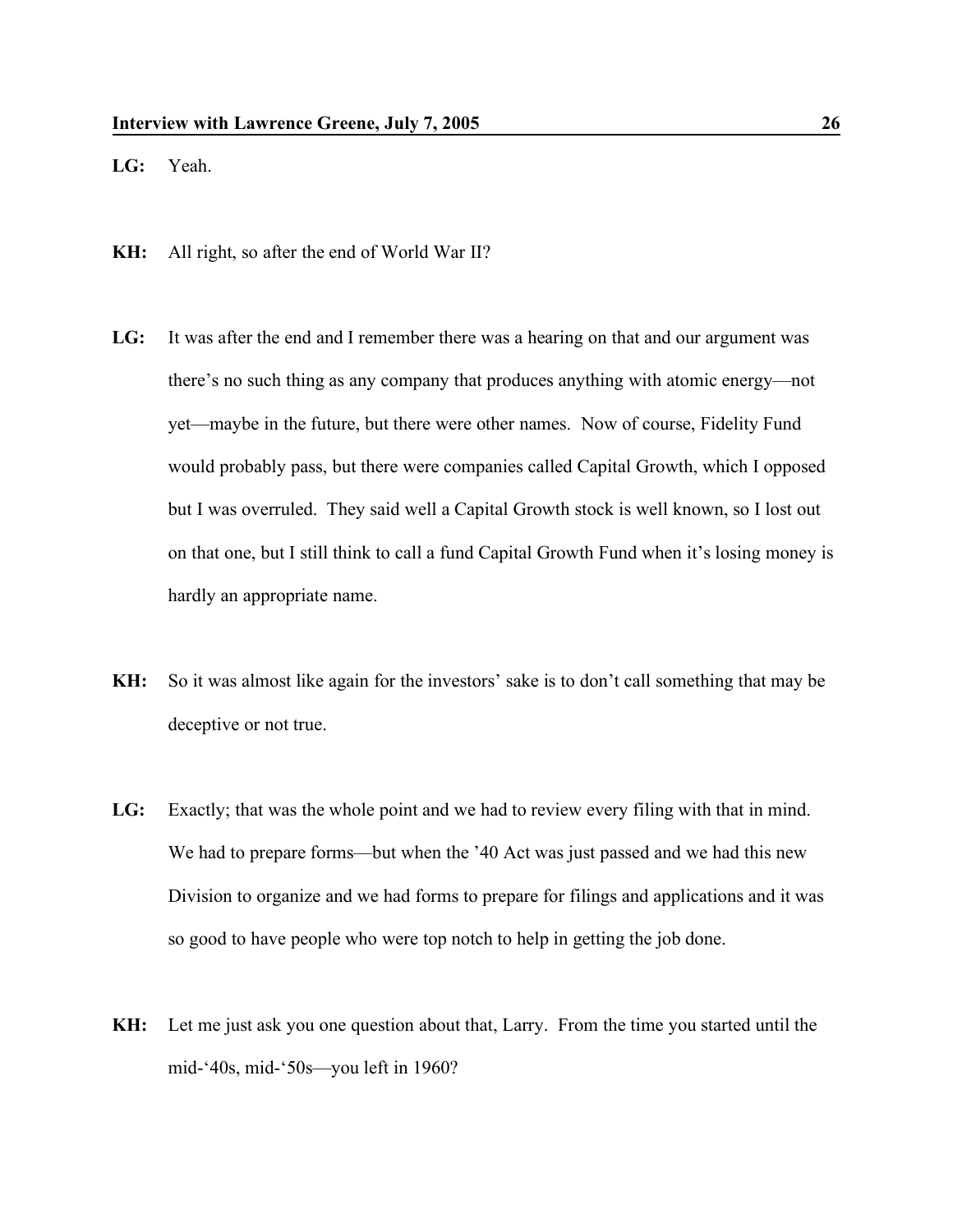**LG:** Yeah.

**KH:** All right, so after the end of World War II?

**LG:** It was after the end and I remember there was a hearing on that and our argument was there's no such thing as any company that produces anything with atomic energy—not yet—maybe in the future, but there were other names. Now of course, Fidelity Fund would probably pass, but there were companies called Capital Growth, which I opposed but I was overruled. They said well a Capital Growth stock is well known, so I lost out on that one, but I still think to call a fund Capital Growth Fund when it's losing money is hardly an appropriate name.

**KH:** So it was almost like again for the investors' sake is to don't call something that may be deceptive or not true.

**LG:** Exactly; that was the whole point and we had to review every filing with that in mind. We had to prepare forms—but when the '40 Act was just passed and we had this new Division to organize and we had forms to prepare for filings and applications and it was so good to have people who were top notch to help in getting the job done.

**KH:** Let me just ask you one question about that, Larry. From the time you started until the mid-'40s, mid-'50s—you left in 1960?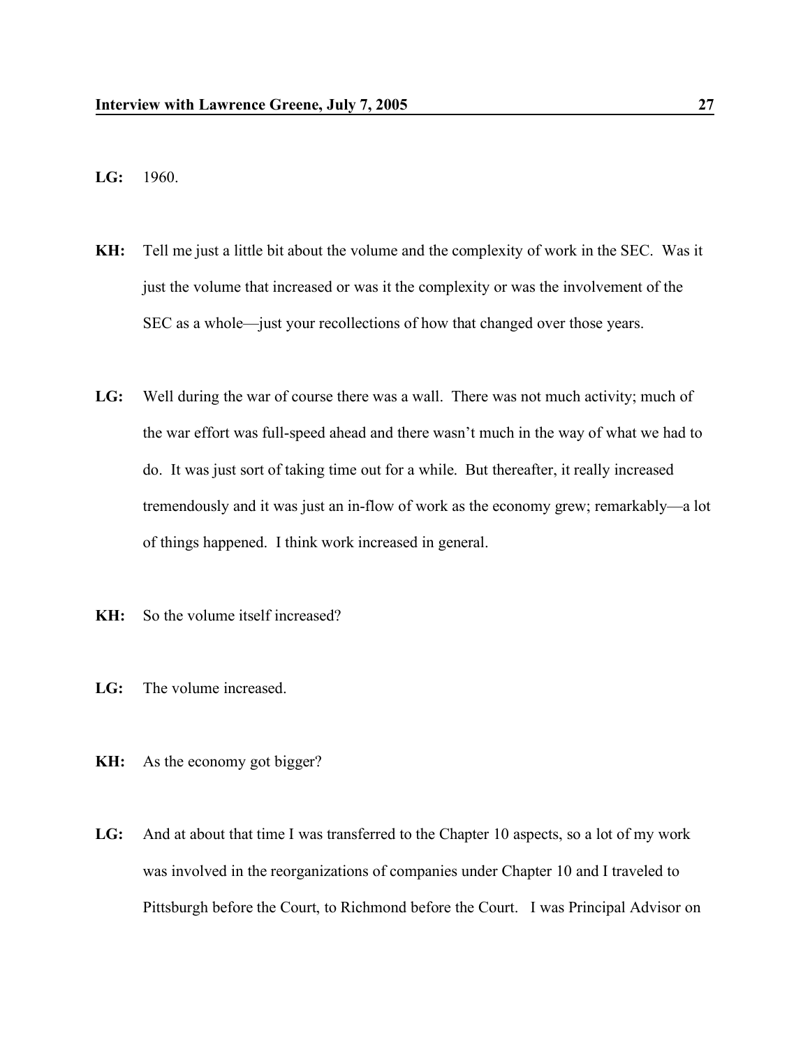**LG:** 1960.

**KH:** Tell me just a little bit about the volume and the complexity of work in the SEC. Was it just the volume that increased or was it the complexity or was the involvement of the SEC as a whole—just your recollections of how that changed over those years.

**LG:** Well during the war of course there was a wall. There was not much activity; much of the war effort was full-speed ahead and there wasn't much in the way of what we had to do. It was just sort of taking time out for a while. But thereafter, it really increased tremendously and it was just an in-flow of work as the economy grew; remarkably—a lot of things happened. I think work increased in general.

**KH:** So the volume itself increased?

**LG:** The volume increased.

**KH:** As the economy got bigger?

**LG:** And at about that time I was transferred to the Chapter 10 aspects, so a lot of my work was involved in the reorganizations of companies under Chapter 10 and I traveled to Pittsburgh before the Court, to Richmond before the Court. I was Principal Advisor on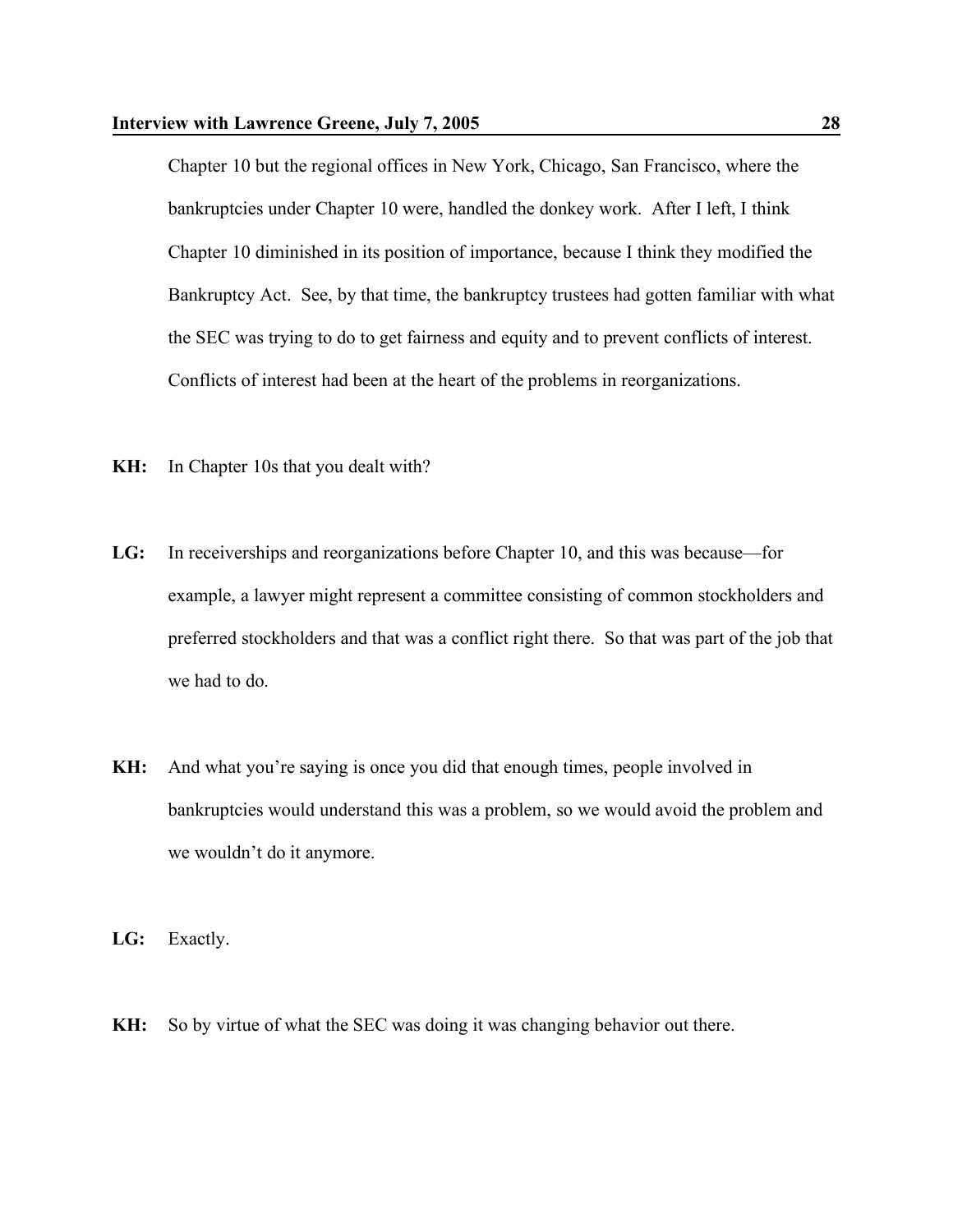Chapter 10 but the regional offices in New York, Chicago, San Francisco, where the bankruptcies under Chapter 10 were, handled the donkey work. After I left, I think Chapter 10 diminished in its position of importance, because I think they modified the Bankruptcy Act. See, by that time, the bankruptcy trustees had gotten familiar with what the SEC was trying to do to get fairness and equity and to prevent conflicts of interest. Conflicts of interest had been at the heart of the problems in reorganizations.

**KH:** In Chapter 10s that you dealt with?

**LG:** In receiverships and reorganizations before Chapter 10, and this was because—for example, a lawyer might represent a committee consisting of common stockholders and preferred stockholders and that was a conflict right there. So that was part of the job that we had to do.

**KH:** And what you're saying is once you did that enough times, people involved in bankruptcies would understand this was a problem, so we would avoid the problem and we wouldn't do it anymore.

**LG:** Exactly.

**KH:** So by virtue of what the SEC was doing it was changing behavior out there.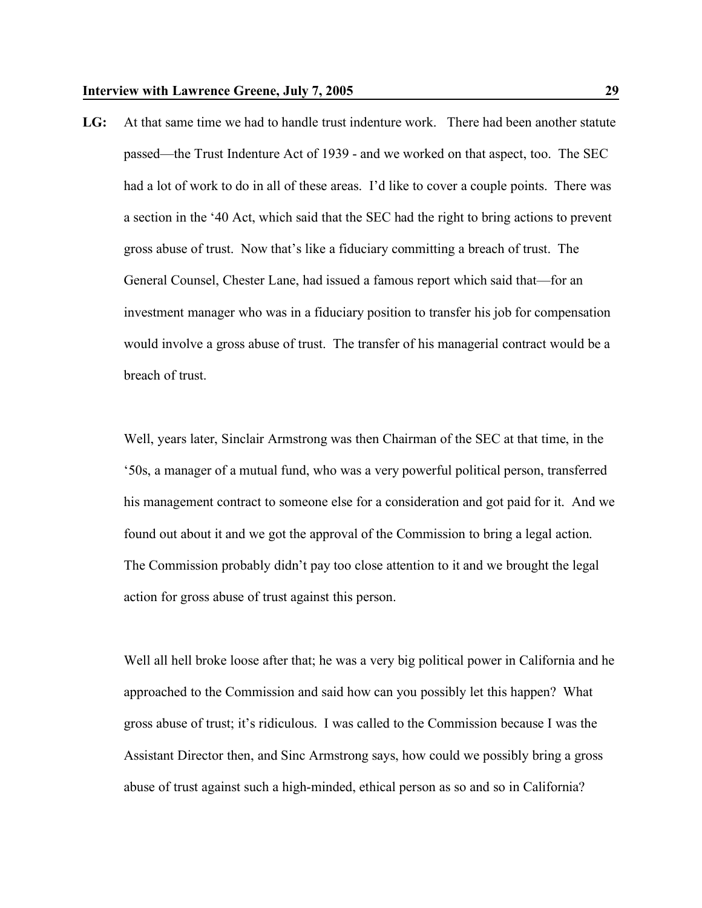**LG:** At that same time we had to handle trust indenture work. There had been another statute passed—the Trust Indenture Act of 1939 - and we worked on that aspect, too. The SEC had a lot of work to do in all of these areas. I'd like to cover a couple points. There was a section in the '40 Act, which said that the SEC had the right to bring actions to prevent gross abuse of trust. Now that's like a fiduciary committing a breach of trust. The General Counsel, Chester Lane, had issued a famous report which said that—for an investment manager who was in a fiduciary position to transfer his job for compensation would involve a gross abuse of trust. The transfer of his managerial contract would be a breach of trust.

Well, years later, Sinclair Armstrong was then Chairman of the SEC at that time, in the '50s, a manager of a mutual fund, who was a very powerful political person, transferred his management contract to someone else for a consideration and got paid for it. And we found out about it and we got the approval of the Commission to bring a legal action. The Commission probably didn't pay too close attention to it and we brought the legal action for gross abuse of trust against this person.

Well all hell broke loose after that; he was a very big political power in California and he approached to the Commission and said how can you possibly let this happen? What gross abuse of trust; it's ridiculous. I was called to the Commission because I was the Assistant Director then, and Sinc Armstrong says, how could we possibly bring a gross abuse of trust against such a high-minded, ethical person as so and so in California?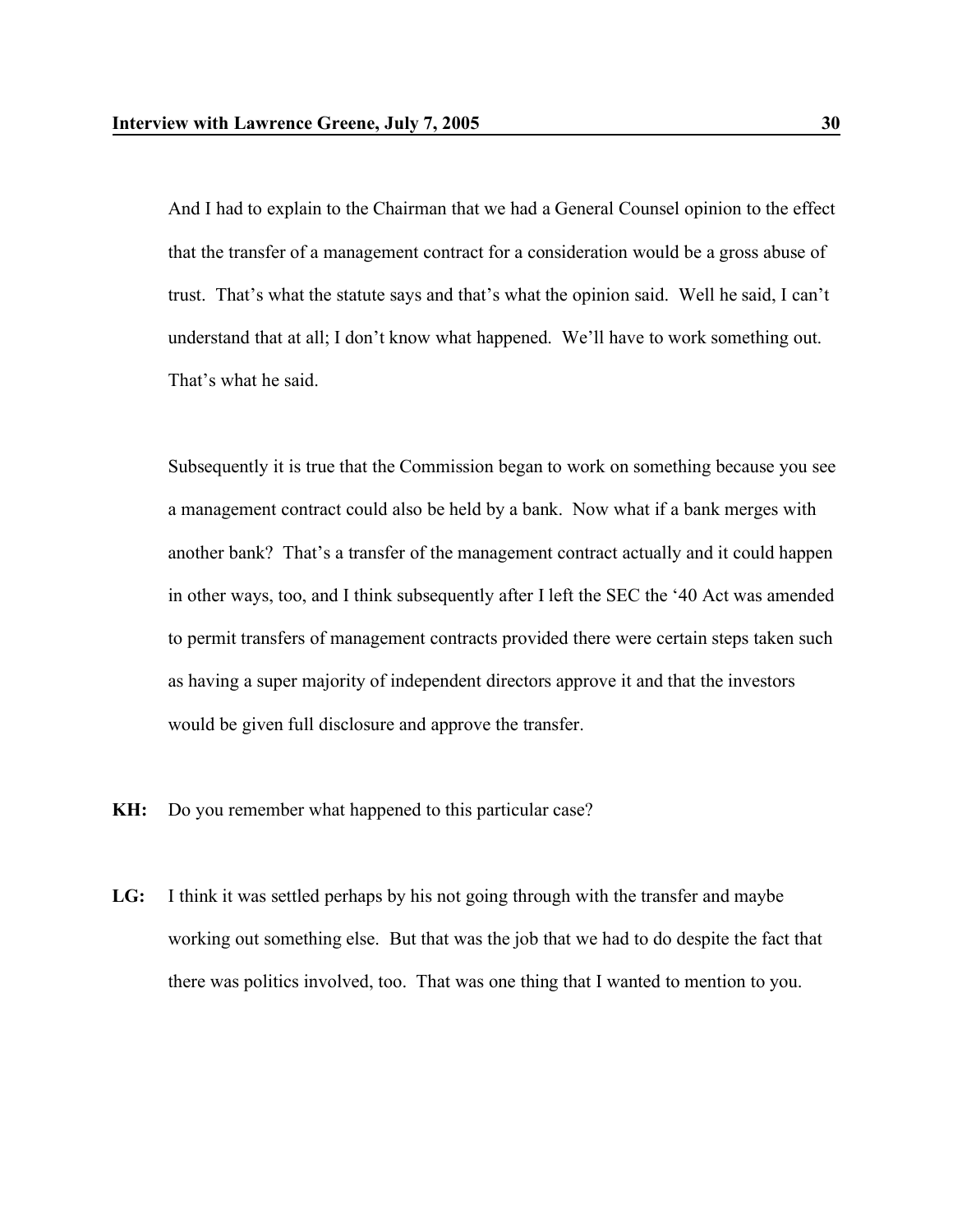And I had to explain to the Chairman that we had a General Counsel opinion to the effect that the transfer of a management contract for a consideration would be a gross abuse of trust. That's what the statute says and that's what the opinion said. Well he said, I can't understand that at all; I don't know what happened. We'll have to work something out. That's what he said.

Subsequently it is true that the Commission began to work on something because you see a management contract could also be held by a bank. Now what if a bank merges with another bank? That's a transfer of the management contract actually and it could happen in other ways, too, and I think subsequently after I left the SEC the '40 Act was amended to permit transfers of management contracts provided there were certain steps taken such as having a super majority of independent directors approve it and that the investors would be given full disclosure and approve the transfer.

**KH:** Do you remember what happened to this particular case?

**LG:** I think it was settled perhaps by his not going through with the transfer and maybe working out something else. But that was the job that we had to do despite the fact that there was politics involved, too. That was one thing that I wanted to mention to you.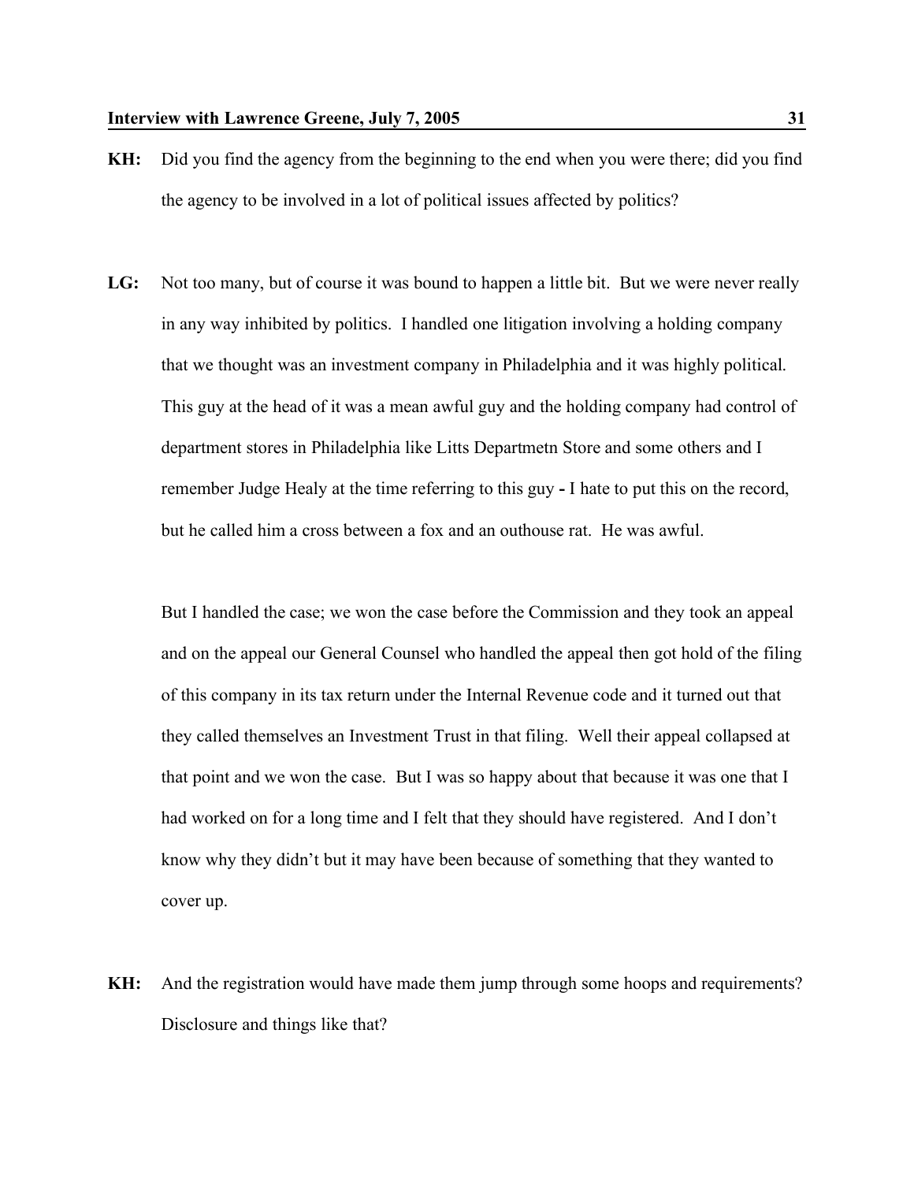**KH:** Did you find the agency from the beginning to the end when you were there; did you find the agency to be involved in a lot of political issues affected by politics?

**LG:** Not too many, but of course it was bound to happen a little bit. But we were never really in any way inhibited by politics. I handled one litigation involving a holding company that we thought was an investment company in Philadelphia and it was highly political. This guy at the head of it was a mean awful guy and the holding company had control of department stores in Philadelphia like Litts Departmetn Store and some others and I remember Judge Healy at the time referring to this guy **-** I hate to put this on the record, but he called him a cross between a fox and an outhouse rat. He was awful.

But I handled the case; we won the case before the Commission and they took an appeal and on the appeal our General Counsel who handled the appeal then got hold of the filing of this company in its tax return under the Internal Revenue code and it turned out that they called themselves an Investment Trust in that filing. Well their appeal collapsed at that point and we won the case. But I was so happy about that because it was one that I had worked on for a long time and I felt that they should have registered. And I don't know why they didn't but it may have been because of something that they wanted to cover up.

**KH:** And the registration would have made them jump through some hoops and requirements? Disclosure and things like that?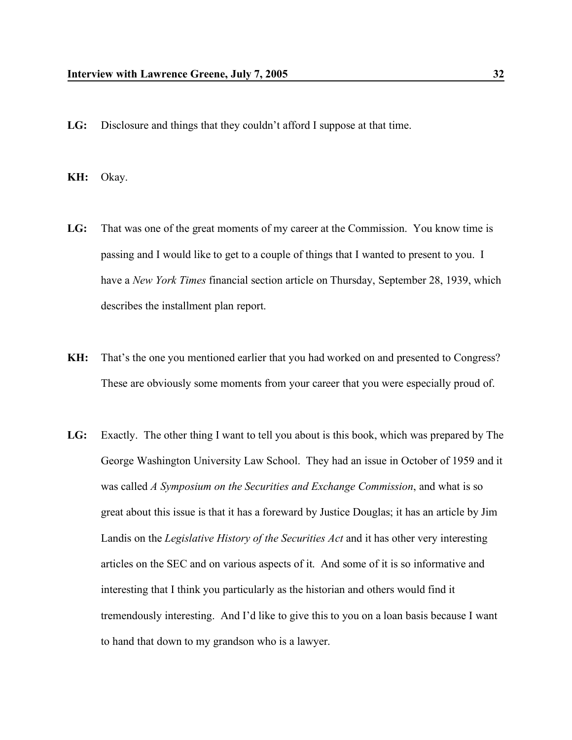**LG:** Disclosure and things that they couldn't afford I suppose at that time.

**KH:** Okay.

**LG:** That was one of the great moments of my career at the Commission. You know time is passing and I would like to get to a couple of things that I wanted to present to you. I have a *New York Times* financial section article on Thursday, September 28, 1939, which describes the installment plan report.

**KH:** That's the one you mentioned earlier that you had worked on and presented to Congress? These are obviously some moments from your career that you were especially proud of.

**LG:** Exactly. The other thing I want to tell you about is this book, which was prepared by The George Washington University Law School. They had an issue in October of 1959 and it was called *A Symposium on the Securities and Exchange Commission*, and what is so great about this issue is that it has a foreward by Justice Douglas; it has an article by Jim Landis on the *Legislative History of the Securities Act* and it has other very interesting articles on the SEC and on various aspects of it. And some of it is so informative and interesting that I think you particularly as the historian and others would find it tremendously interesting. And I'd like to give this to you on a loan basis because I want to hand that down to my grandson who is a lawyer.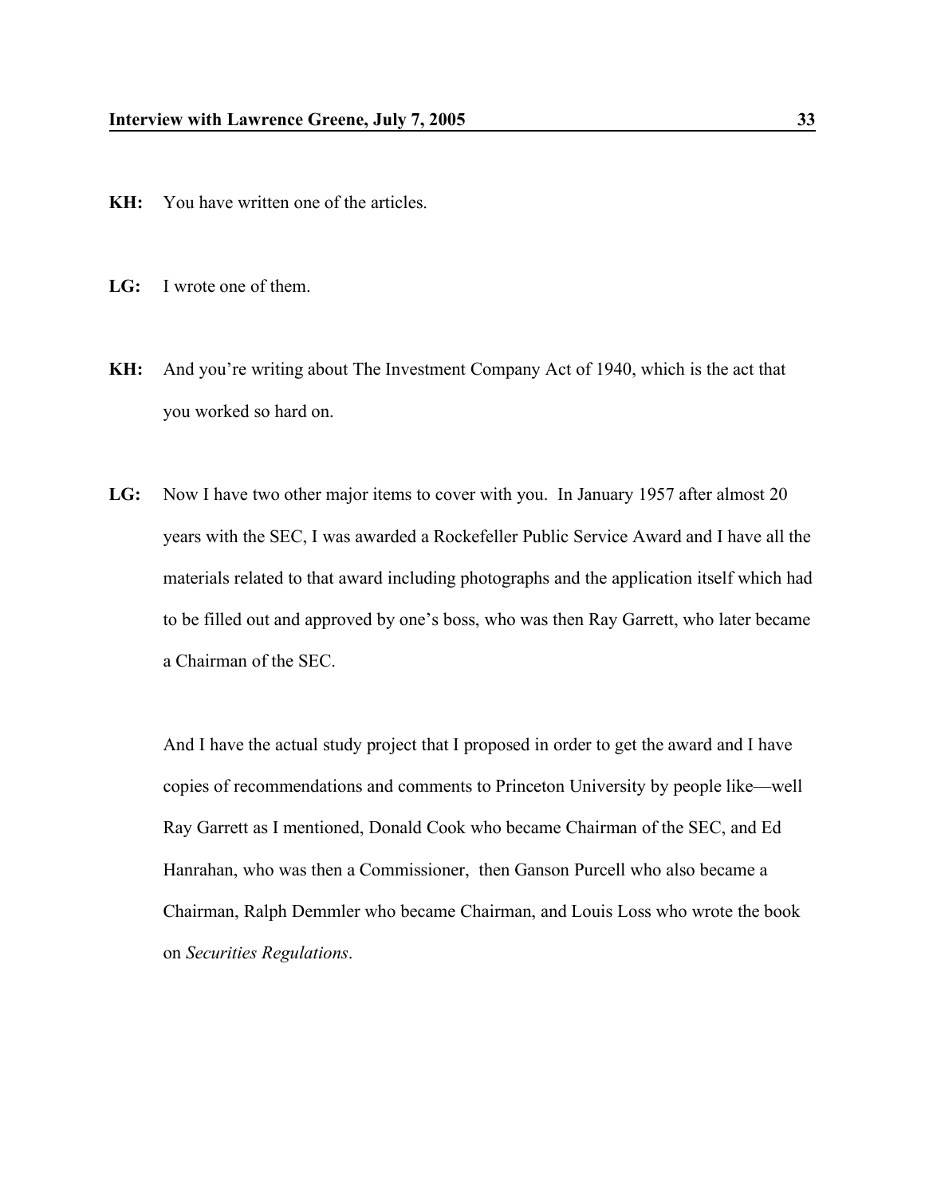**KH:** You have written one of the articles.

**LG:** I wrote one of them.

**KH:** And you're writing about The Investment Company Act of 1940, which is the act that you worked so hard on.

**LG:** Now I have two other major items to cover with you. In January 1957 after almost 20 years with the SEC, I was awarded a Rockefeller Public Service Award and I have all the materials related to that award including photographs and the application itself which had to be filled out and approved by one's boss, who was then Ray Garrett, who later became a Chairman of the SEC.

And I have the actual study project that I proposed in order to get the award and I have copies of recommendations and comments to Princeton University by people like—well Ray Garrett as I mentioned, Donald Cook who became Chairman of the SEC, and Ed Hanrahan, who was then a Commissioner, then Ganson Purcell who also became a Chairman, Ralph Demmler who became Chairman, and Louis Loss who wrote the book on *Securities Regulations*.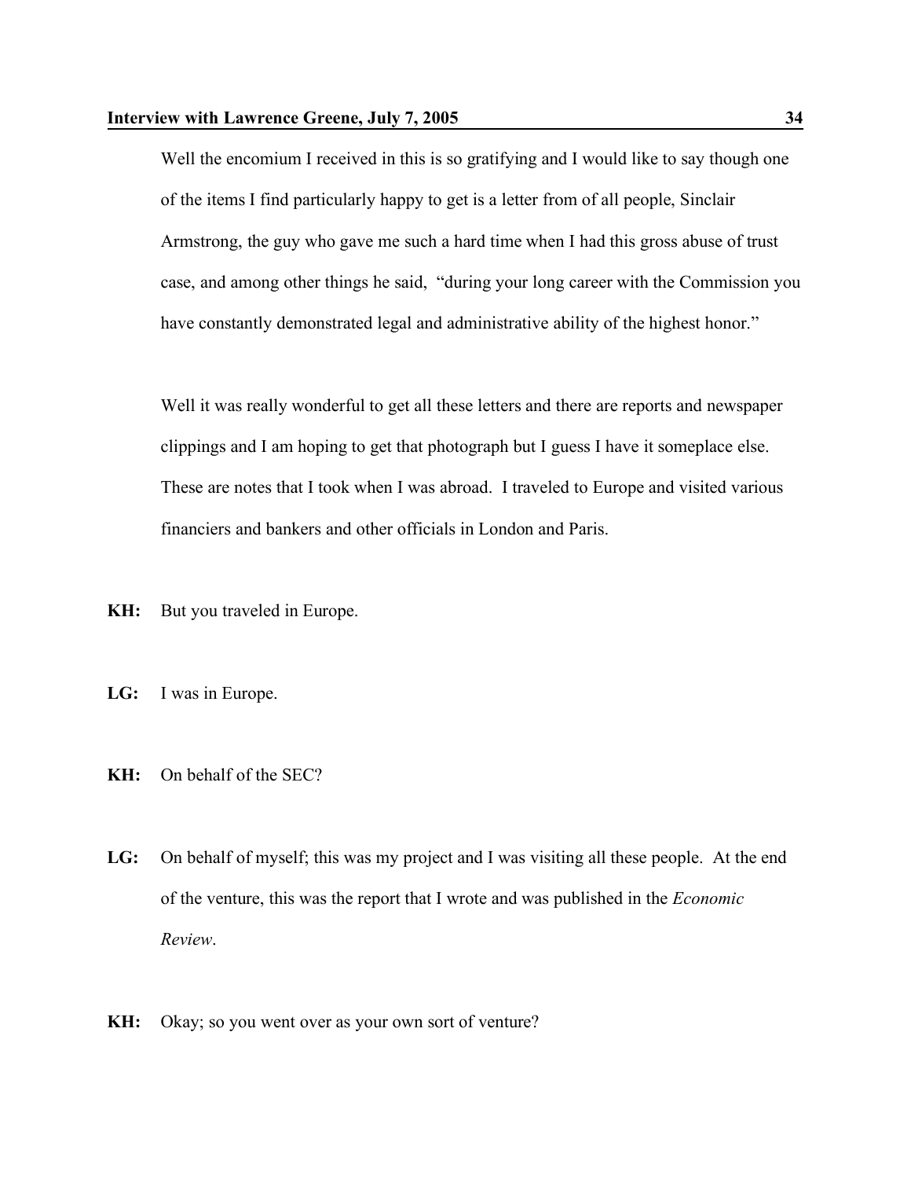Well the encomium I received in this is so gratifying and I would like to say though one of the items I find particularly happy to get is a letter from of all people, Sinclair Armstrong, the guy who gave me such a hard time when I had this gross abuse of trust case, and among other things he said, "during your long career with the Commission you have constantly demonstrated legal and administrative ability of the highest honor."

Well it was really wonderful to get all these letters and there are reports and newspaper clippings and I am hoping to get that photograph but I guess I have it someplace else. These are notes that I took when I was abroad. I traveled to Europe and visited various financiers and bankers and other officials in London and Paris.

**KH:** But you traveled in Europe.

**LG:** I was in Europe.

**KH:** On behalf of the SEC?

**LG:** On behalf of myself; this was my project and I was visiting all these people. At the end of the venture, this was the report that I wrote and was published in the *Economic Review*.

**KH:** Okay; so you went over as your own sort of venture?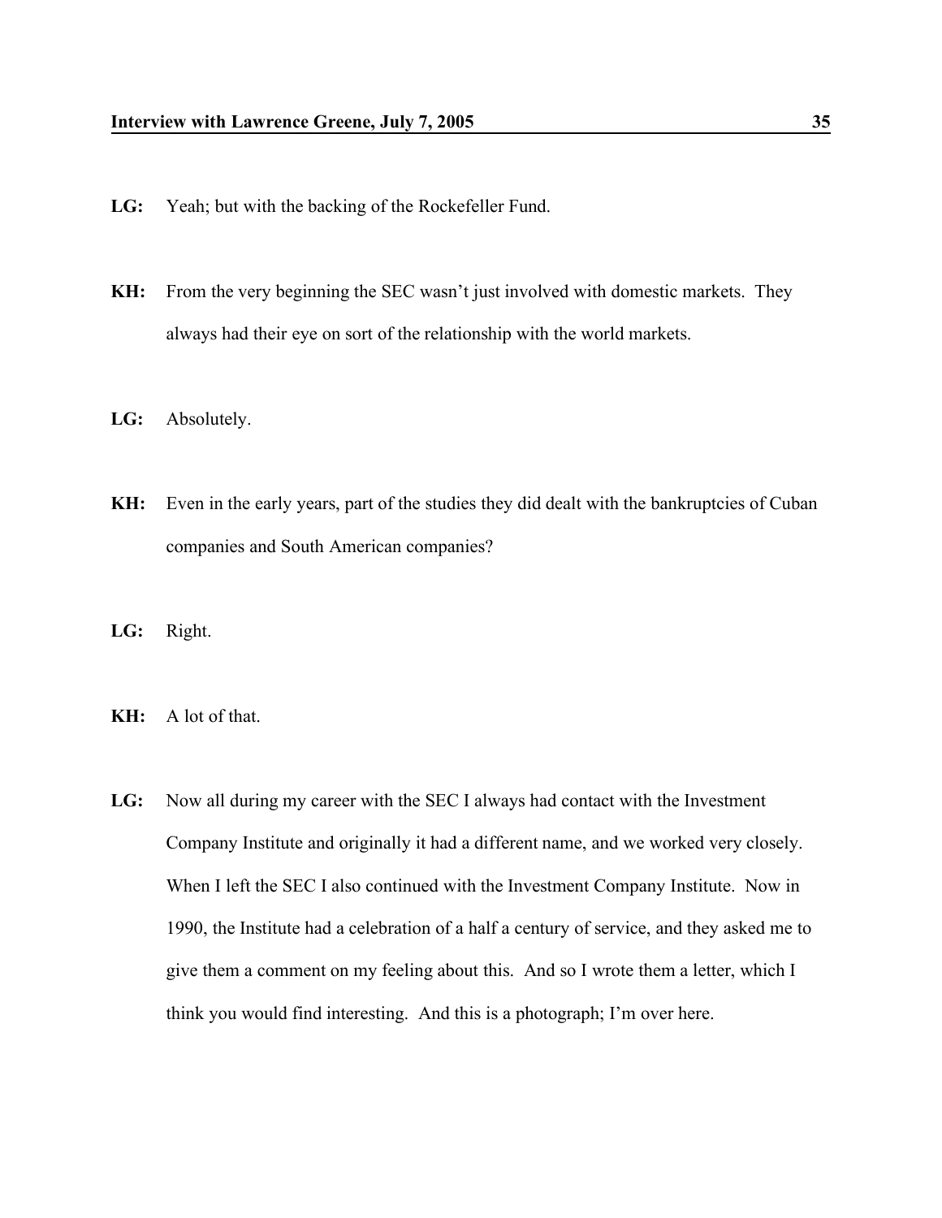**LG:** Yeah; but with the backing of the Rockefeller Fund.

**KH:** From the very beginning the SEC wasn't just involved with domestic markets. They always had their eye on sort of the relationship with the world markets.

**LG:** Absolutely.

**KH:** Even in the early years, part of the studies they did dealt with the bankruptcies of Cuban companies and South American companies?

**LG:** Right.

**KH:** A lot of that.

**LG:** Now all during my career with the SEC I always had contact with the Investment Company Institute and originally it had a different name, and we worked very closely. When I left the SEC I also continued with the Investment Company Institute. Now in 1990, the Institute had a celebration of a half a century of service, and they asked me to give them a comment on my feeling about this. And so I wrote them a letter, which I think you would find interesting. And this is a photograph; I'm over here.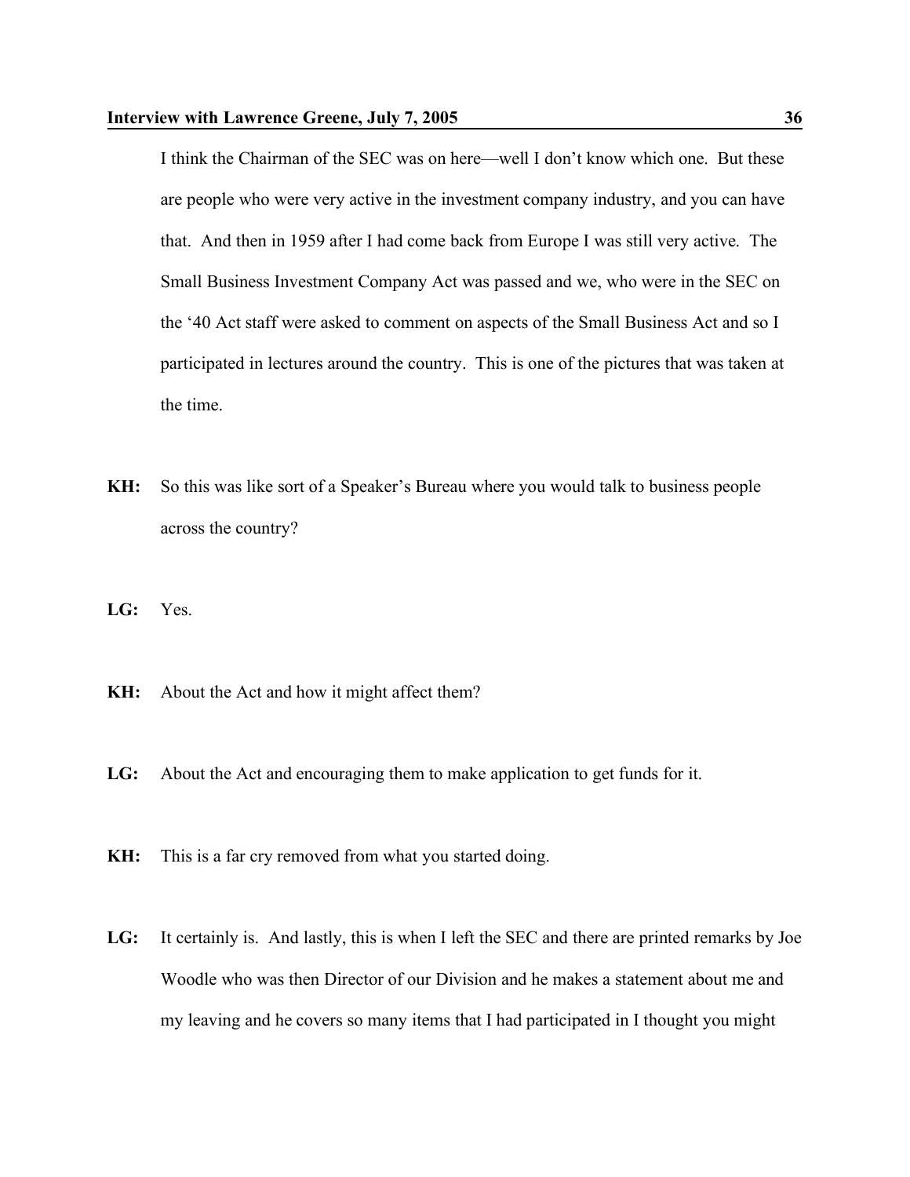I think the Chairman of the SEC was on here—well I don't know which one. But these are people who were very active in the investment company industry, and you can have that. And then in 1959 after I had come back from Europe I was still very active. The Small Business Investment Company Act was passed and we, who were in the SEC on the '40 Act staff were asked to comment on aspects of the Small Business Act and so I participated in lectures around the country. This is one of the pictures that was taken at the time.

**KH:** So this was like sort of a Speaker's Bureau where you would talk to business people across the country?

**LG:** Yes.

**KH:** About the Act and how it might affect them?

**LG:** About the Act and encouraging them to make application to get funds for it.

**KH:** This is a far cry removed from what you started doing.

**LG:** It certainly is. And lastly, this is when I left the SEC and there are printed remarks by Joe Woodle who was then Director of our Division and he makes a statement about me and my leaving and he covers so many items that I had participated in I thought you might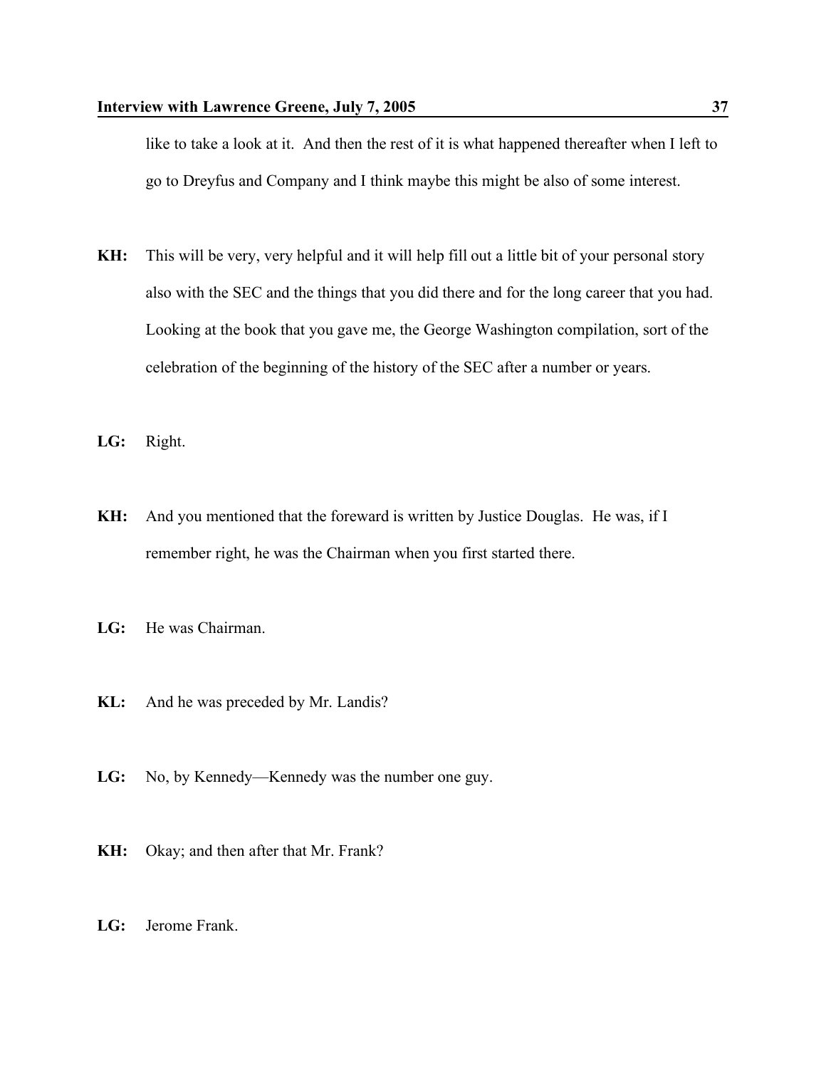like to take a look at it.  And then the rest of it is what happened thereafter when I left to go to Dreyfus and Company and I think maybe this might be also of some interest.

**KH:** This will be very, very helpful and it will help fill out a little bit of your personal story also with the SEC and the things that you did there and for the long career that you had. Looking at the book that you gave me, the George Washington compilation, sort of the celebration of the beginning of the history of the SEC after a number or years.

**LG:** Right.

**KH:** And you mentioned that the foreward is written by Justice Douglas.  He was, if I remember right, he was the Chairman when you first started there.

**LG:** He was Chairman.

**KL:** And he was preceded by Mr. Landis?

**LG:** No, by Kennedy—Kennedy was the number one guy.

**KH:** Okay; and then after that Mr. Frank?

**LG:** Jerome Frank.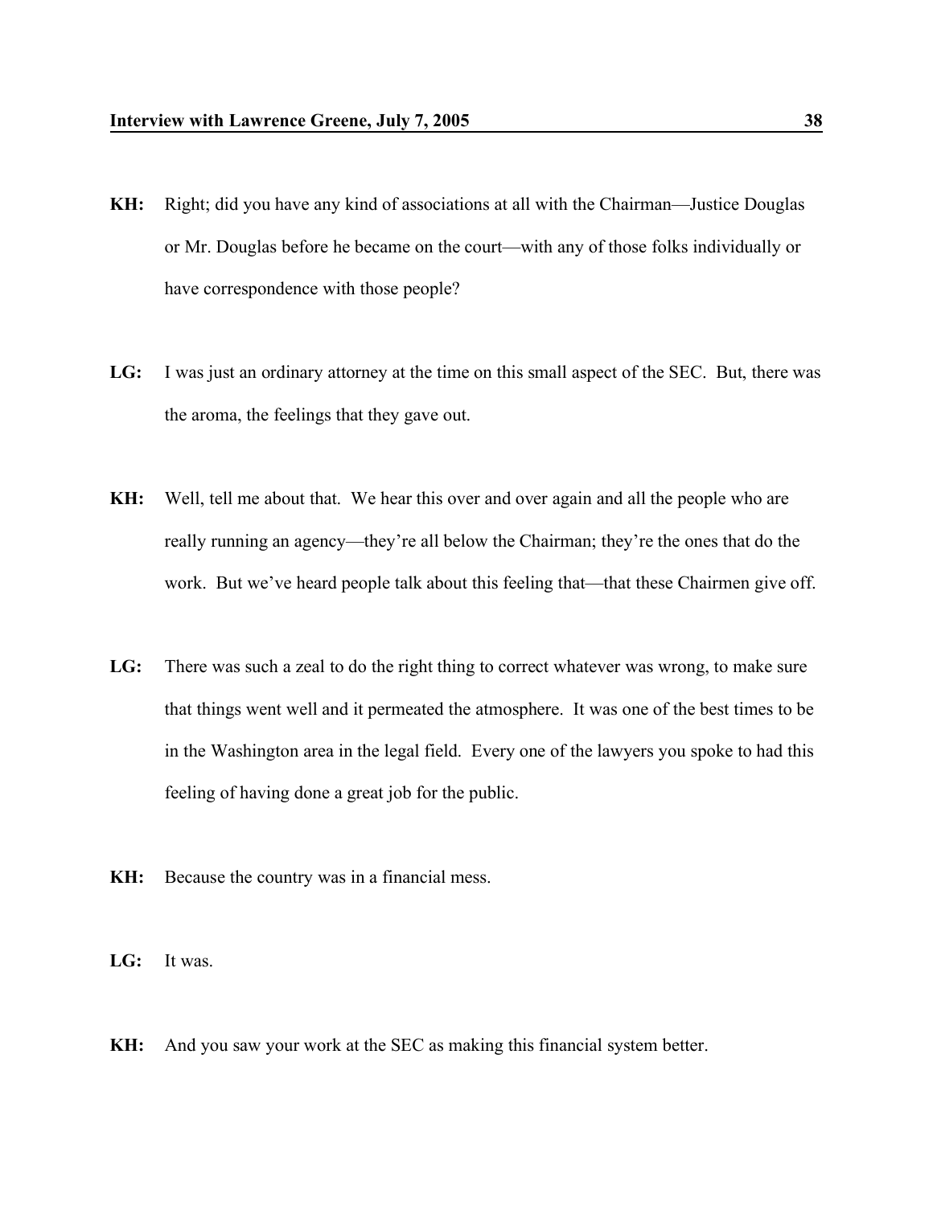**KH:** Right; did you have any kind of associations at all with the Chairman—Justice Douglas or Mr. Douglas before he became on the court—with any of those folks individually or have correspondence with those people?

**LG:** I was just an ordinary attorney at the time on this small aspect of the SEC. But, there was the aroma, the feelings that they gave out.

**KH:** Well, tell me about that. We hear this over and over again and all the people who are really running an agency—they're all below the Chairman; they're the ones that do the work. But we've heard people talk about this feeling that—that these Chairmen give off.

**LG:** There was such a zeal to do the right thing to correct whatever was wrong, to make sure that things went well and it permeated the atmosphere. It was one of the best times to be in the Washington area in the legal field. Every one of the lawyers you spoke to had this feeling of having done a great job for the public.

**KH:** Because the country was in a financial mess.

**LG:** It was.

**KH:** And you saw your work at the SEC as making this financial system better.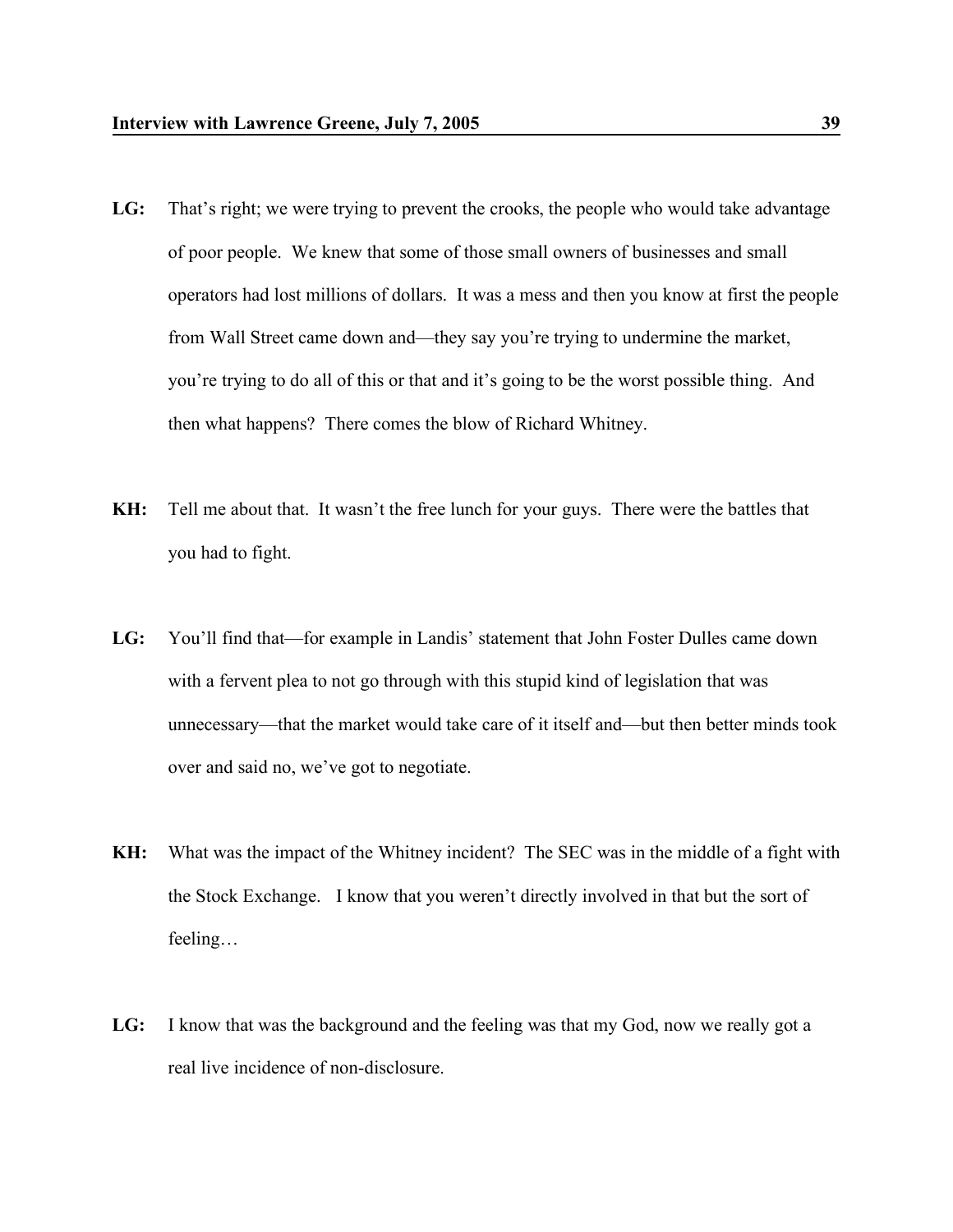**LG:** That's right; we were trying to prevent the crooks, the people who would take advantage of poor people. We knew that some of those small owners of businesses and small operators had lost millions of dollars. It was a mess and then you know at first the people from Wall Street came down and—they say you're trying to undermine the market, you're trying to do all of this or that and it's going to be the worst possible thing. And then what happens? There comes the blow of Richard Whitney.

**KH:** Tell me about that. It wasn't the free lunch for your guys. There were the battles that you had to fight.

**LG:** You'll find that—for example in Landis' statement that John Foster Dulles came down with a fervent plea to not go through with this stupid kind of legislation that was unnecessary—that the market would take care of it itself and—but then better minds took over and said no, we've got to negotiate.

**KH:** What was the impact of the Whitney incident? The SEC was in the middle of a fight with the Stock Exchange. I know that you weren't directly involved in that but the sort of feeling…

**LG:** I know that was the background and the feeling was that my God, now we really got a real live incidence of non-disclosure.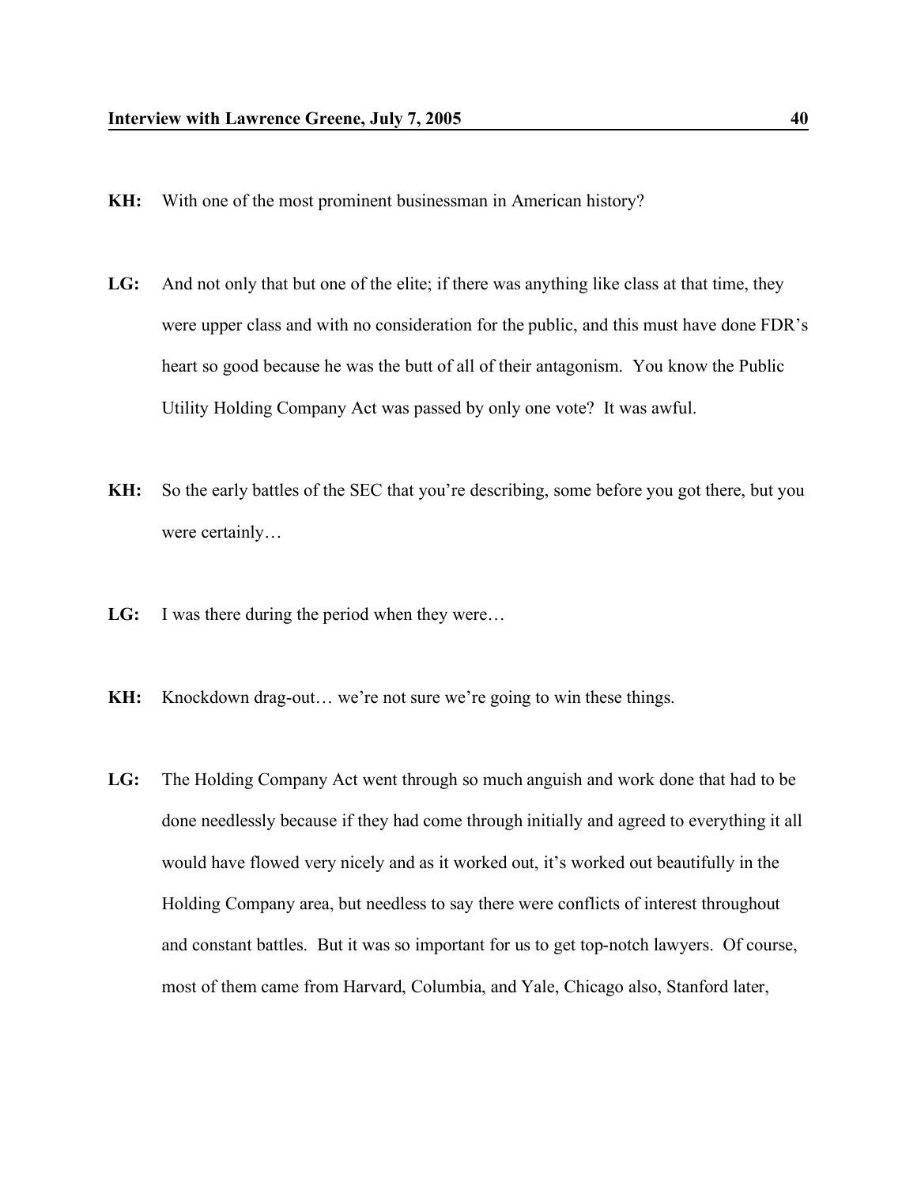**KH:** With one of the most prominent businessman in American history?

**LG:** And not only that but one of the elite; if there was anything like class at that time, they were upper class and with no consideration for the public, and this must have done FDR's heart so good because he was the butt of all of their antagonism. You know the Public Utility Holding Company Act was passed by only one vote? It was awful.

**KH:** So the early battles of the SEC that you're describing, some before you got there, but you were certainly…

**LG:** I was there during the period when they were…

**KH:** Knockdown drag-out… we're not sure we're going to win these things.

**LG:** The Holding Company Act went through so much anguish and work done that had to be done needlessly because if they had come through initially and agreed to everything it all would have flowed very nicely and as it worked out, it's worked out beautifully in the Holding Company area, but needless to say there were conflicts of interest throughout and constant battles. But it was so important for us to get top-notch lawyers. Of course, most of them came from Harvard, Columbia, and Yale, Chicago also, Stanford later,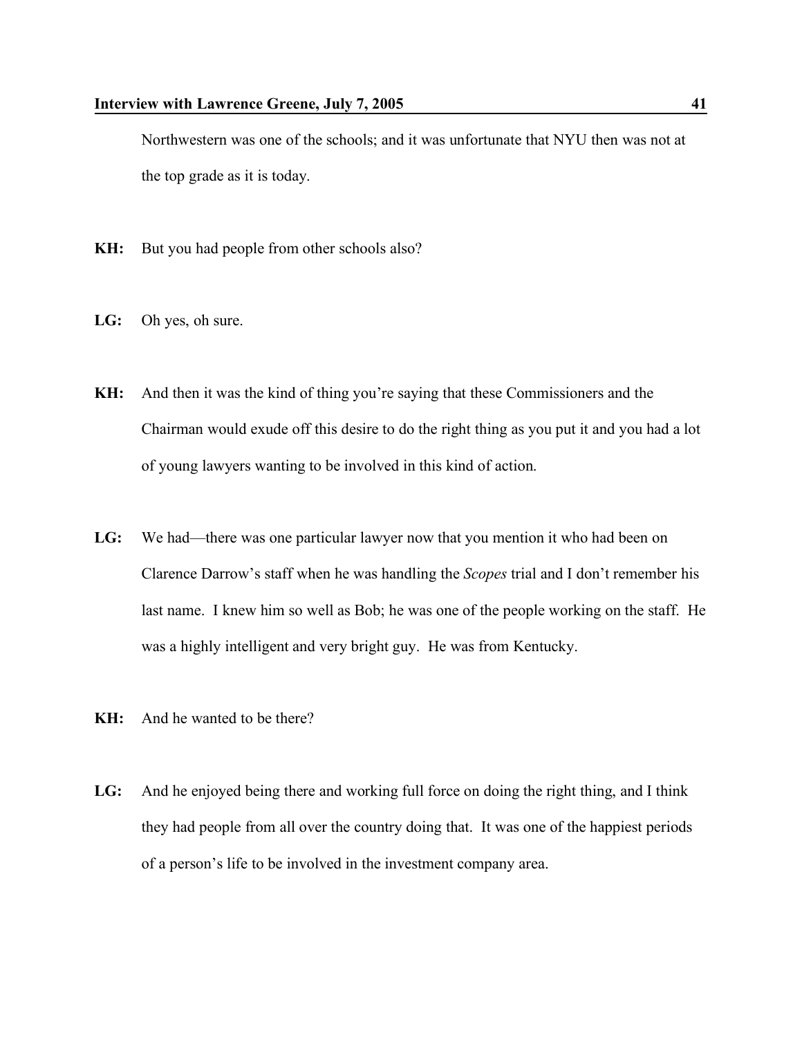Northwestern was one of the schools; and it was unfortunate that NYU then was not at the top grade as it is today.

**KH:** But you had people from other schools also?

**LG:** Oh yes, oh sure.

**KH:** And then it was the kind of thing you're saying that these Commissioners and the Chairman would exude off this desire to do the right thing as you put it and you had a lot of young lawyers wanting to be involved in this kind of action.

**LG:** We had—there was one particular lawyer now that you mention it who had been on Clarence Darrow's staff when he was handling the *Scopes* trial and I don't remember his last name. I knew him so well as Bob; he was one of the people working on the staff. He was a highly intelligent and very bright guy. He was from Kentucky.

**KH:** And he wanted to be there?

**LG:** And he enjoyed being there and working full force on doing the right thing, and I think they had people from all over the country doing that. It was one of the happiest periods of a person's life to be involved in the investment company area.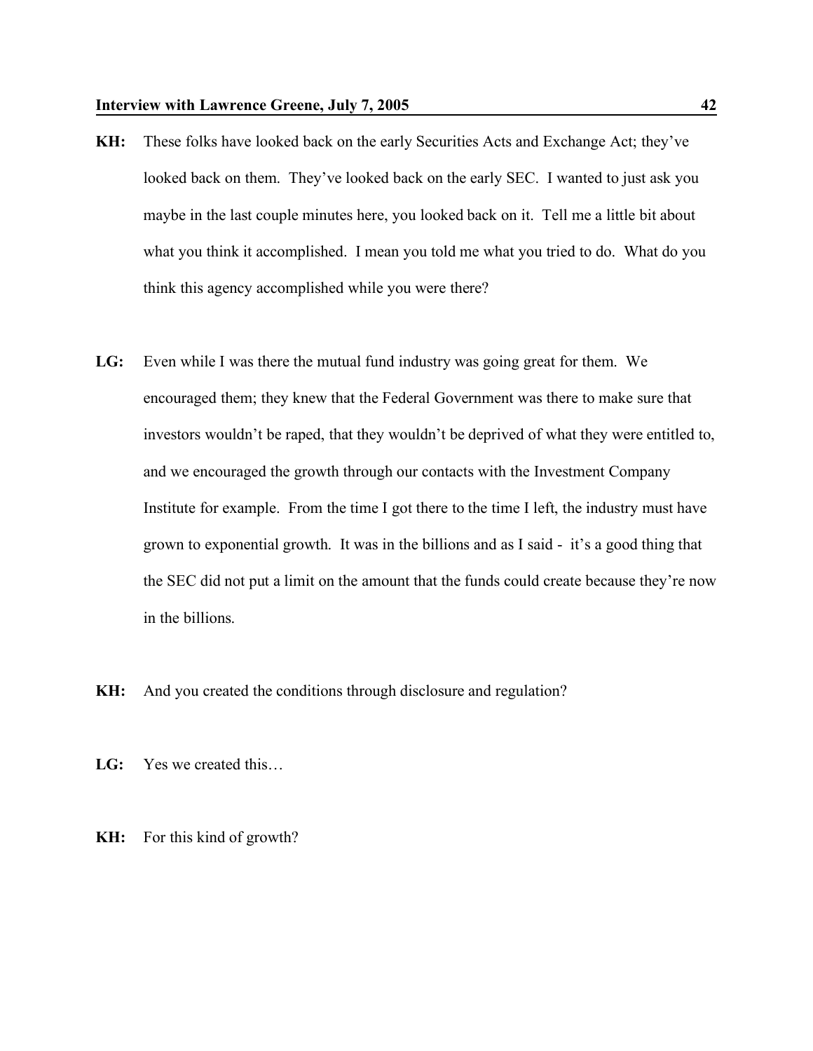**KH:** These folks have looked back on the early Securities Acts and Exchange Act; they've looked back on them. They've looked back on the early SEC. I wanted to just ask you maybe in the last couple minutes here, you looked back on it. Tell me a little bit about what you think it accomplished. I mean you told me what you tried to do. What do you think this agency accomplished while you were there?

**LG:** Even while I was there the mutual fund industry was going great for them. We encouraged them; they knew that the Federal Government was there to make sure that investors wouldn't be raped, that they wouldn't be deprived of what they were entitled to, and we encouraged the growth through our contacts with the Investment Company Institute for example. From the time I got there to the time I left, the industry must have grown to exponential growth. It was in the billions and as I said - it's a good thing that the SEC did not put a limit on the amount that the funds could create because they're now in the billions.

**KH:** And you created the conditions through disclosure and regulation?

**LG:** Yes we created this…

**KH:** For this kind of growth?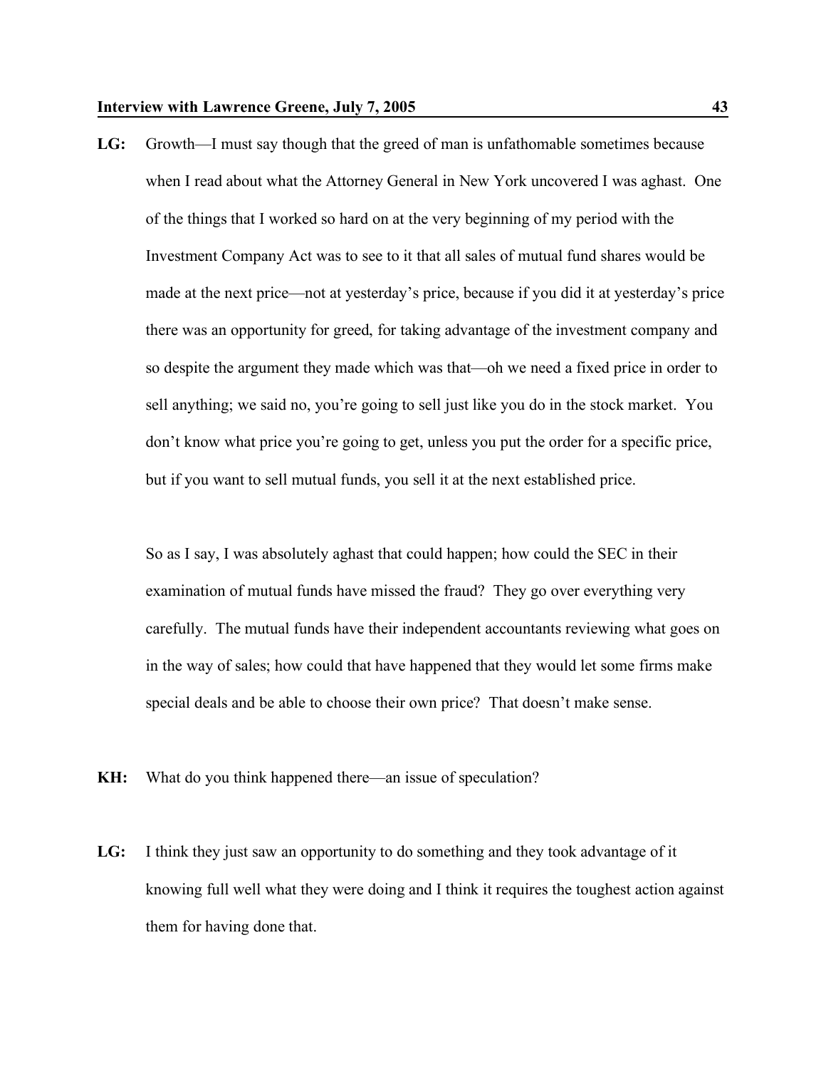**LG:** Growth—I must say though that the greed of man is unfathomable sometimes because when I read about what the Attorney General in New York uncovered I was aghast. One of the things that I worked so hard on at the very beginning of my period with the Investment Company Act was to see to it that all sales of mutual fund shares would be made at the next price—not at yesterday's price, because if you did it at yesterday's price there was an opportunity for greed, for taking advantage of the investment company and so despite the argument they made which was that—oh we need a fixed price in order to sell anything; we said no, you're going to sell just like you do in the stock market. You don't know what price you're going to get, unless you put the order for a specific price, but if you want to sell mutual funds, you sell it at the next established price.

So as I say, I was absolutely aghast that could happen; how could the SEC in their examination of mutual funds have missed the fraud? They go over everything very carefully. The mutual funds have their independent accountants reviewing what goes on in the way of sales; how could that have happened that they would let some firms make special deals and be able to choose their own price? That doesn't make sense.

**KH:** What do you think happened there—an issue of speculation?

**LG:** I think they just saw an opportunity to do something and they took advantage of it knowing full well what they were doing and I think it requires the toughest action against them for having done that.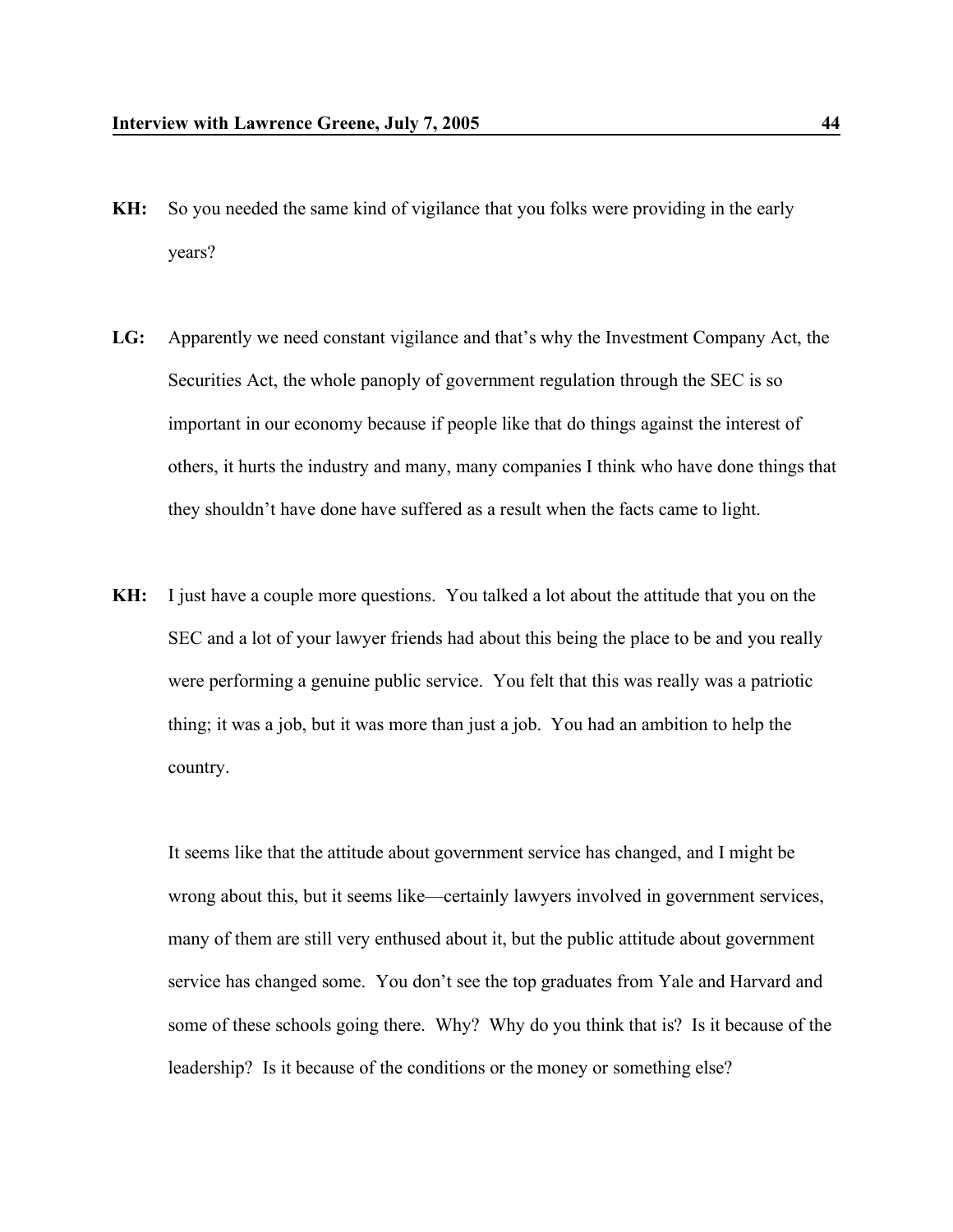**KH:** So you needed the same kind of vigilance that you folks were providing in the early years?

**LG:** Apparently we need constant vigilance and that's why the Investment Company Act, the Securities Act, the whole panoply of government regulation through the SEC is so important in our economy because if people like that do things against the interest of others, it hurts the industry and many, many companies I think who have done things that they shouldn't have done have suffered as a result when the facts came to light.

**KH:** I just have a couple more questions. You talked a lot about the attitude that you on the SEC and a lot of your lawyer friends had about this being the place to be and you really were performing a genuine public service. You felt that this was really was a patriotic thing; it was a job, but it was more than just a job. You had an ambition to help the country.

It seems like that the attitude about government service has changed, and I might be wrong about this, but it seems like—certainly lawyers involved in government services, many of them are still very enthused about it, but the public attitude about government service has changed some. You don't see the top graduates from Yale and Harvard and some of these schools going there. Why? Why do you think that is? Is it because of the leadership? Is it because of the conditions or the money or something else?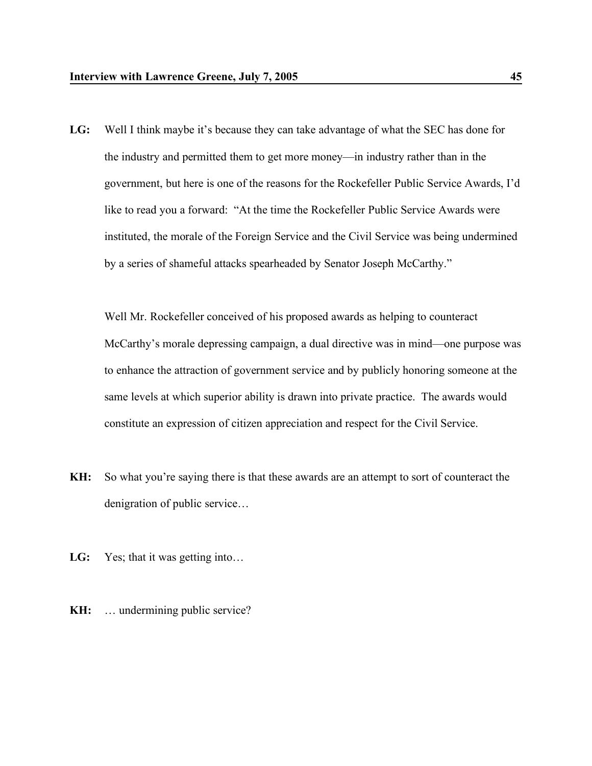**LG:** Well I think maybe it's because they can take advantage of what the SEC has done for the industry and permitted them to get more money—in industry rather than in the government, but here is one of the reasons for the Rockefeller Public Service Awards, I'd like to read you a forward: "At the time the Rockefeller Public Service Awards were instituted, the morale of the Foreign Service and the Civil Service was being undermined by a series of shameful attacks spearheaded by Senator Joseph McCarthy."

Well Mr. Rockefeller conceived of his proposed awards as helping to counteract McCarthy's morale depressing campaign, a dual directive was in mind—one purpose was to enhance the attraction of government service and by publicly honoring someone at the same levels at which superior ability is drawn into private practice. The awards would constitute an expression of citizen appreciation and respect for the Civil Service.

**KH:** So what you're saying there is that these awards are an attempt to sort of counteract the denigration of public service…

**LG:** Yes; that it was getting into…

**KH:** … undermining public service?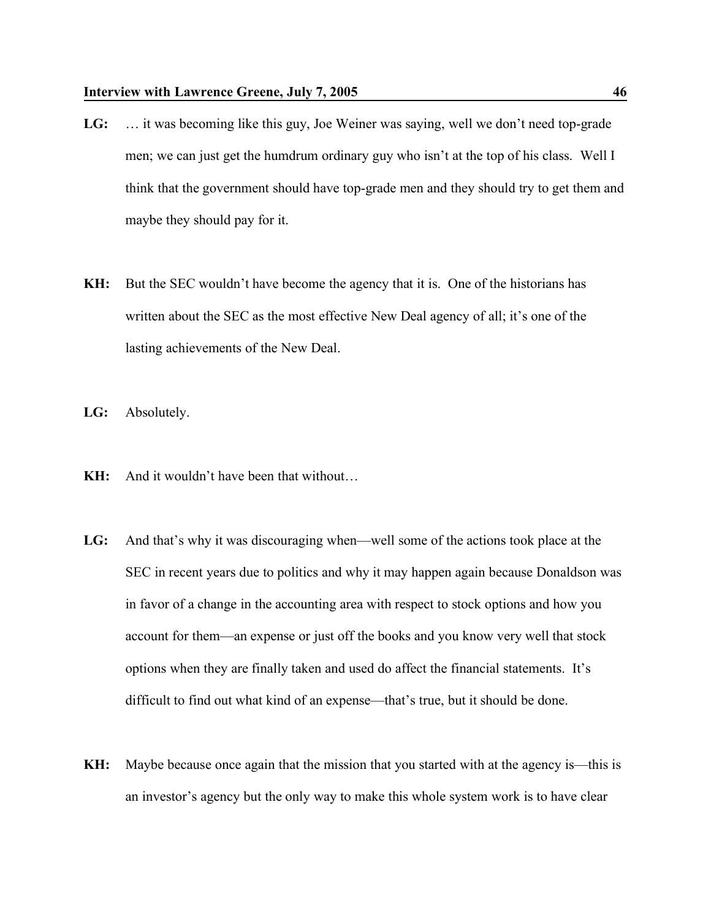**LG:** … it was becoming like this guy, Joe Weiner was saying, well we don't need top-grade men; we can just get the humdrum ordinary guy who isn't at the top of his class. Well I think that the government should have top-grade men and they should try to get them and maybe they should pay for it.

**KH:** But the SEC wouldn't have become the agency that it is. One of the historians has written about the SEC as the most effective New Deal agency of all; it's one of the lasting achievements of the New Deal.

**LG:** Absolutely.

**KH:** And it wouldn't have been that without…

**LG:** And that's why it was discouraging when—well some of the actions took place at the SEC in recent years due to politics and why it may happen again because Donaldson was in favor of a change in the accounting area with respect to stock options and how you account for them—an expense or just off the books and you know very well that stock options when they are finally taken and used do affect the financial statements. It's difficult to find out what kind of an expense—that's true, but it should be done.

**KH:** Maybe because once again that the mission that you started with at the agency is—this is an investor's agency but the only way to make this whole system work is to have clear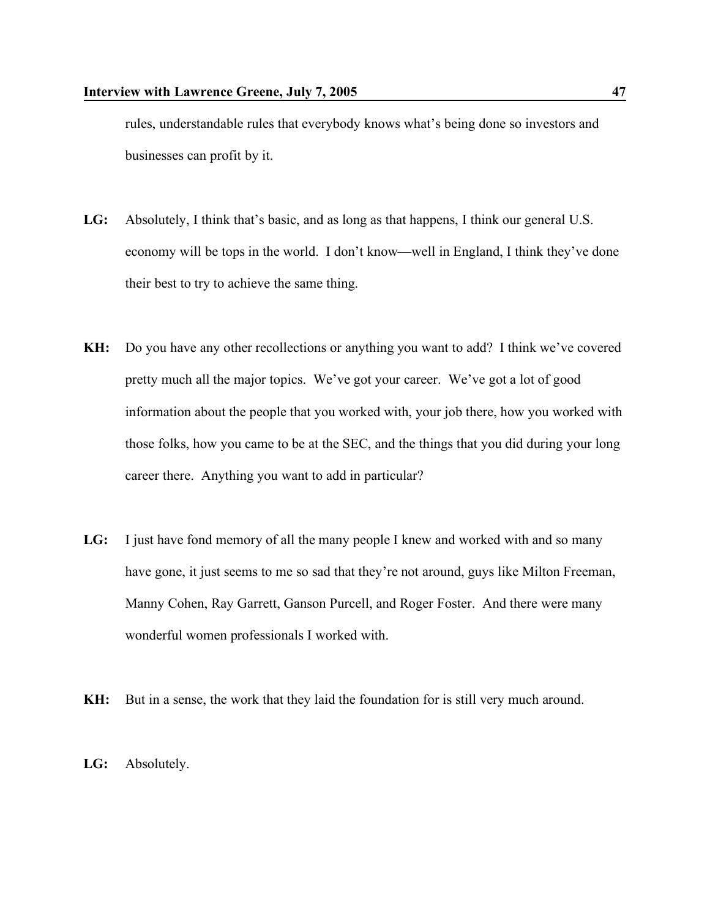rules, understandable rules that everybody knows what's being done so investors and businesses can profit by it.

**LG:** Absolutely, I think that's basic, and as long as that happens, I think our general U.S. economy will be tops in the world. I don't know—well in England, I think they've done their best to try to achieve the same thing.

**KH:** Do you have any other recollections or anything you want to add? I think we've covered pretty much all the major topics. We've got your career. We've got a lot of good information about the people that you worked with, your job there, how you worked with those folks, how you came to be at the SEC, and the things that you did during your long career there. Anything you want to add in particular?

**LG:** I just have fond memory of all the many people I knew and worked with and so many have gone, it just seems to me so sad that they're not around, guys like Milton Freeman, Manny Cohen, Ray Garrett, Ganson Purcell, and Roger Foster. And there were many wonderful women professionals I worked with.

**KH:** But in a sense, the work that they laid the foundation for is still very much around.

**LG:** Absolutely.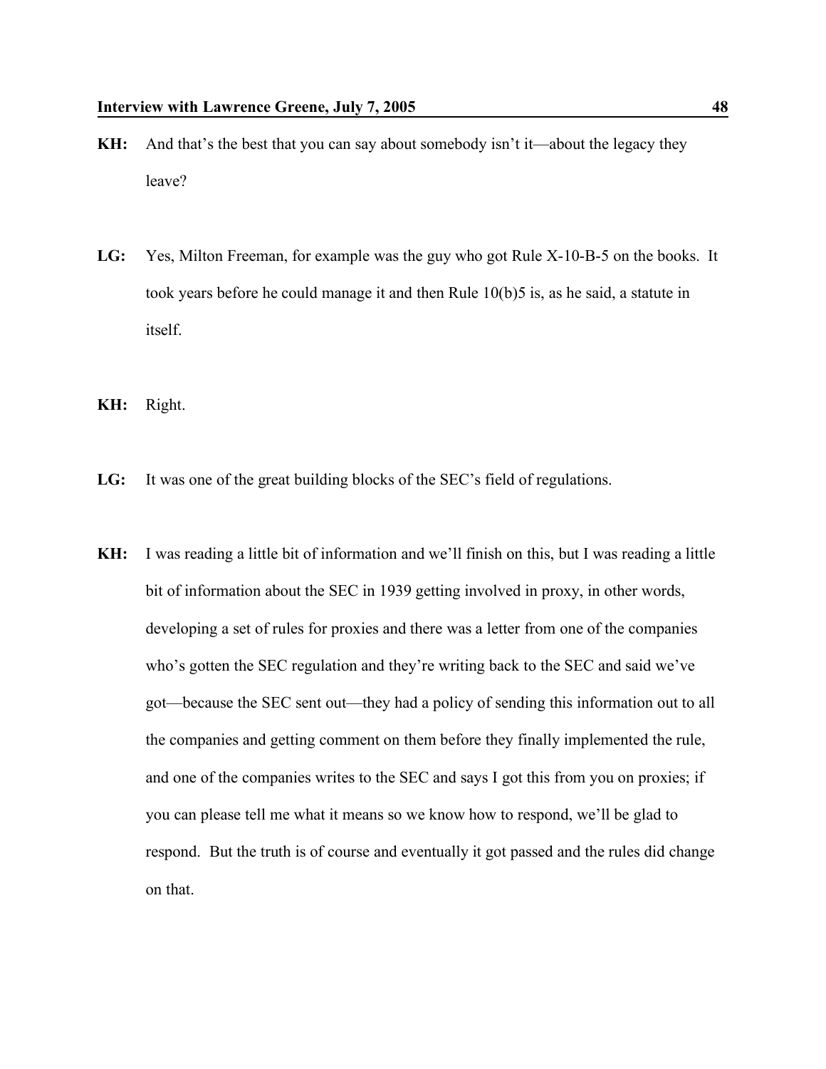**KH:** And that's the best that you can say about somebody isn't it—about the legacy they leave?

**LG:** Yes, Milton Freeman, for example was the guy who got Rule X-10-B-5 on the books. It took years before he could manage it and then Rule 10(b)5 is, as he said, a statute in itself.

**KH:** Right.

**LG:** It was one of the great building blocks of the SEC's field of regulations.

**KH:** I was reading a little bit of information and we'll finish on this, but I was reading a little bit of information about the SEC in 1939 getting involved in proxy, in other words, developing a set of rules for proxies and there was a letter from one of the companies who's gotten the SEC regulation and they're writing back to the SEC and said we've got—because the SEC sent out—they had a policy of sending this information out to all the companies and getting comment on them before they finally implemented the rule, and one of the companies writes to the SEC and says I got this from you on proxies; if you can please tell me what it means so we know how to respond, we'll be glad to respond. But the truth is of course and eventually it got passed and the rules did change on that.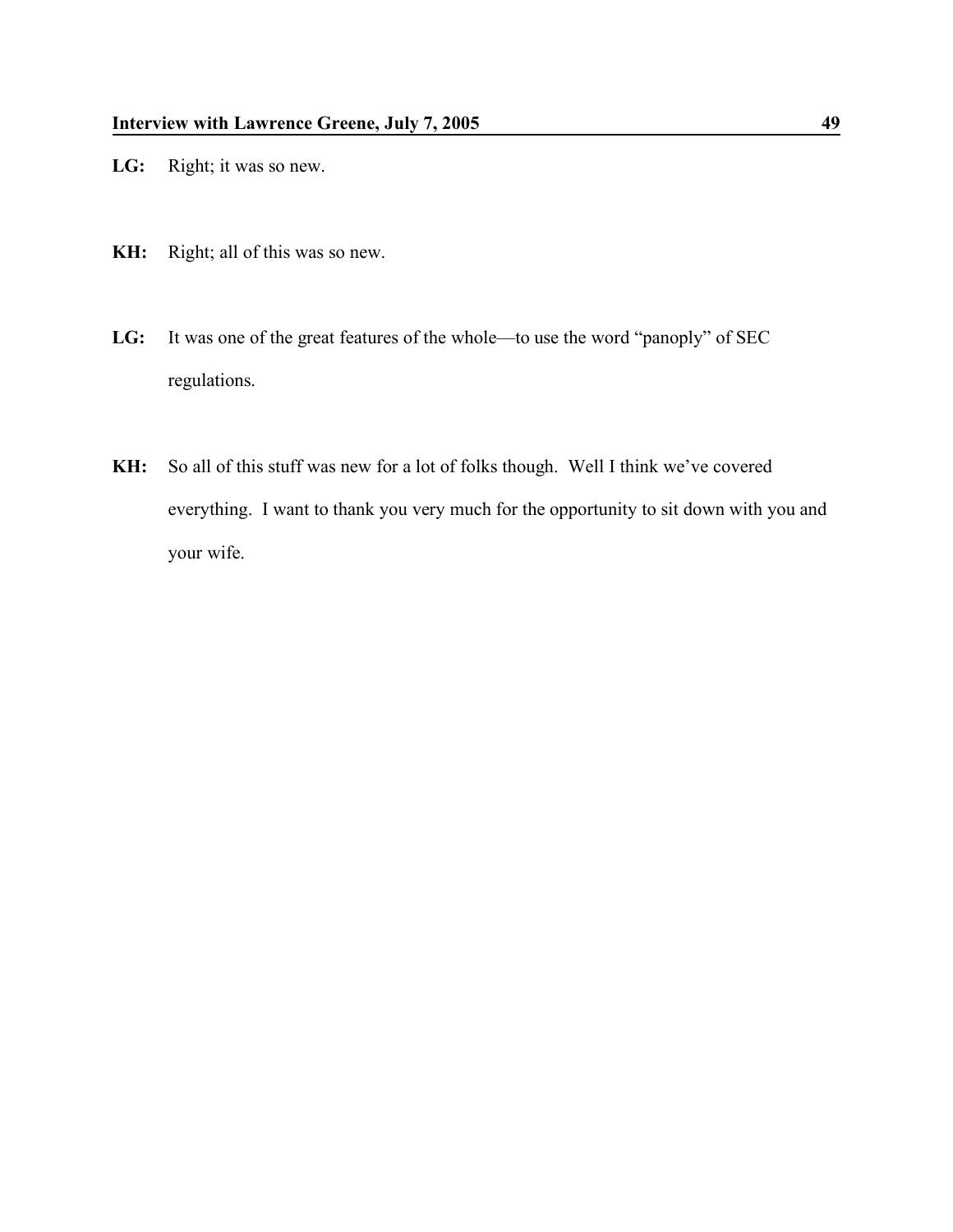**LG:** Right; it was so new.

**KH:** Right; all of this was so new.

**LG:** It was one of the great features of the whole—to use the word "panoply" of SEC regulations.

**KH:** So all of this stuff was new for a lot of folks though. Well I think we've covered everything. I want to thank you very much for the opportunity to sit down with you and your wife.